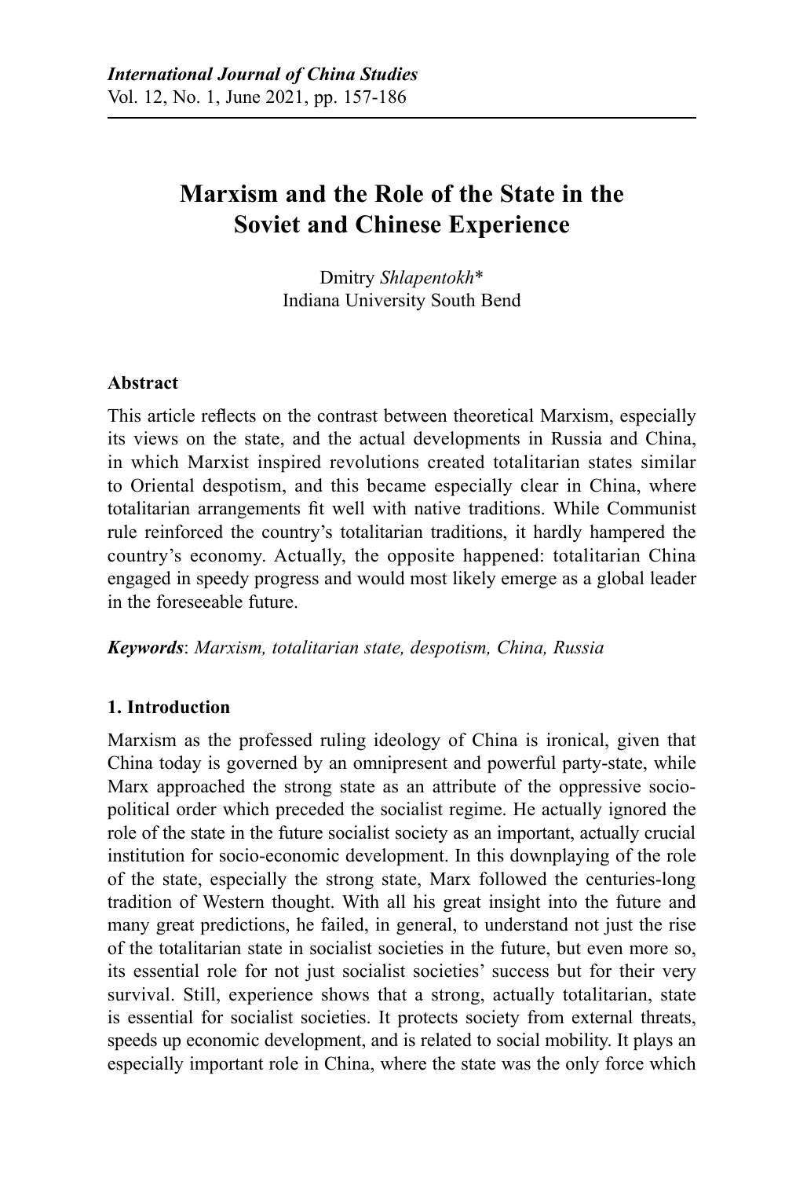# Marxism and the Role of the State in the Soviet and Chinese Experience

Dmitry *Shlapentokh*\*
Indiana University South Bend

## Abstract

This article reflects on the contrast between theoretical Marxism, especially its views on the state, and the actual developments in Russia and China, in which Marxist inspired revolutions created totalitarian states similar to Oriental despotism, and this became especially clear in China, where totalitarian arrangements fit well with native traditions. While Communist rule reinforced the country's totalitarian traditions, it hardly hampered the country's economy. Actually, the opposite happened: totalitarian China engaged in speedy progress and would most likely emerge as a global leader in the foreseeable future.

***Keywords***: *Marxism, totalitarian state, despotism, China, Russia*

## 1. Introduction

Marxism as the professed ruling ideology of China is ironical, given that China today is governed by an omnipresent and powerful party-state, while Marx approached the strong state as an attribute of the oppressive socio-political order which preceded the socialist regime. He actually ignored the role of the state in the future socialist society as an important, actually crucial institution for socio-economic development. In this downplaying of the role of the state, especially the strong state, Marx followed the centuries-long tradition of Western thought. With all his great insight into the future and many great predictions, he failed, in general, to understand not just the rise of the totalitarian state in socialist societies in the future, but even more so, its essential role for not just socialist societies' success but for their very survival. Still, experience shows that a strong, actually totalitarian, state is essential for socialist societies. It protects society from external threats, speeds up economic development, and is related to social mobility. It plays an especially important role in China, where the state was the only force which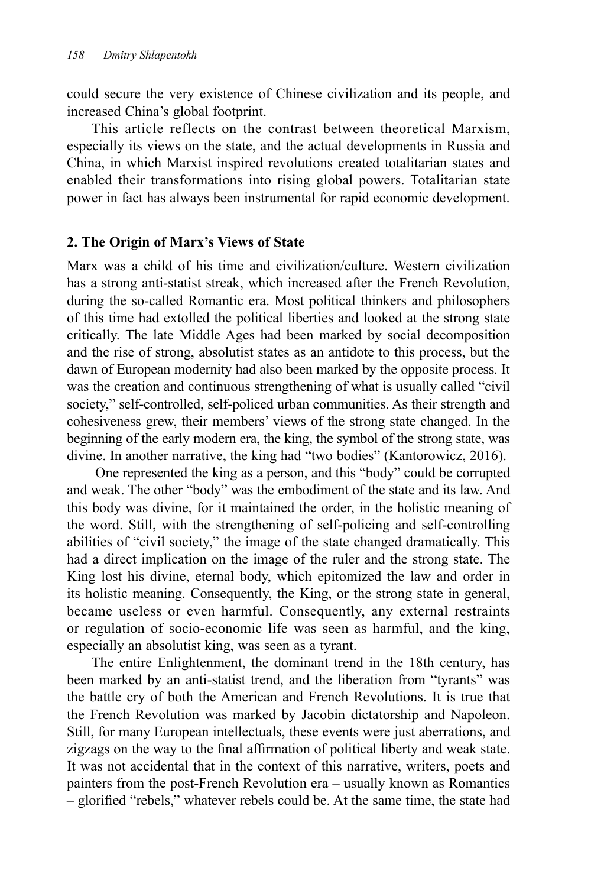could secure the very existence of Chinese civilization and its people, and increased China's global footprint.

This article reflects on the contrast between theoretical Marxism, especially its views on the state, and the actual developments in Russia and China, in which Marxist inspired revolutions created totalitarian states and enabled their transformations into rising global powers. Totalitarian state power in fact has always been instrumental for rapid economic development.

## 2. The Origin of Marx's Views of State

Marx was a child of his time and civilization/culture. Western civilization has a strong anti-statist streak, which increased after the French Revolution, during the so-called Romantic era. Most political thinkers and philosophers of this time had extolled the political liberties and looked at the strong state critically. The late Middle Ages had been marked by social decomposition and the rise of strong, absolutist states as an antidote to this process, but the dawn of European modernity had also been marked by the opposite process. It was the creation and continuous strengthening of what is usually called "civil society," self-controlled, self-policed urban communities. As their strength and cohesiveness grew, their members' views of the strong state changed. In the beginning of the early modern era, the king, the symbol of the strong state, was divine. In another narrative, the king had "two bodies" (Kantorowicz, 2016).

One represented the king as a person, and this "body" could be corrupted and weak. The other "body" was the embodiment of the state and its law. And this body was divine, for it maintained the order, in the holistic meaning of the word. Still, with the strengthening of self-policing and self-controlling abilities of "civil society," the image of the state changed dramatically. This had a direct implication on the image of the ruler and the strong state. The King lost his divine, eternal body, which epitomized the law and order in its holistic meaning. Consequently, the King, or the strong state in general, became useless or even harmful. Consequently, any external restraints or regulation of socio-economic life was seen as harmful, and the king, especially an absolutist king, was seen as a tyrant.

The entire Enlightenment, the dominant trend in the 18th century, has been marked by an anti-statist trend, and the liberation from "tyrants" was the battle cry of both the American and French Revolutions. It is true that the French Revolution was marked by Jacobin dictatorship and Napoleon. Still, for many European intellectuals, these events were just aberrations, and zigzags on the way to the final affirmation of political liberty and weak state. It was not accidental that in the context of this narrative, writers, poets and painters from the post-French Revolution era – usually known as Romantics – glorified "rebels," whatever rebels could be. At the same time, the state had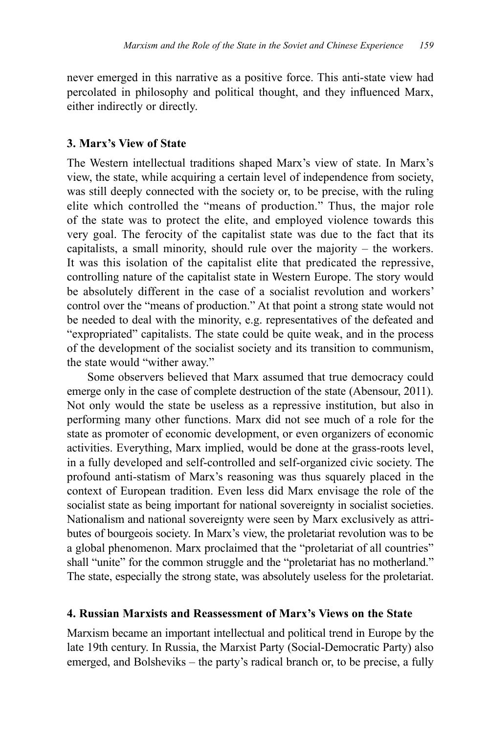never emerged in this narrative as a positive force. This anti-state view had percolated in philosophy and political thought, and they influenced Marx, either indirectly or directly.

### 3. Marx's View of State

The Western intellectual traditions shaped Marx's view of state. In Marx's view, the state, while acquiring a certain level of independence from society, was still deeply connected with the society or, to be precise, with the ruling elite which controlled the "means of production." Thus, the major role of the state was to protect the elite, and employed violence towards this very goal. The ferocity of the capitalist state was due to the fact that its capitalists, a small minority, should rule over the majority – the workers. It was this isolation of the capitalist elite that predicated the repressive, controlling nature of the capitalist state in Western Europe. The story would be absolutely different in the case of a socialist revolution and workers' control over the "means of production." At that point a strong state would not be needed to deal with the minority, e.g. representatives of the defeated and "expropriated" capitalists. The state could be quite weak, and in the process of the development of the socialist society and its transition to communism, the state would "wither away."

Some observers believed that Marx assumed that true democracy could emerge only in the case of complete destruction of the state (Abensour, 2011). Not only would the state be useless as a repressive institution, but also in performing many other functions. Marx did not see much of a role for the state as promoter of economic development, or even organizers of economic activities. Everything, Marx implied, would be done at the grass-roots level, in a fully developed and self-controlled and self-organized civic society. The profound anti-statism of Marx's reasoning was thus squarely placed in the context of European tradition. Even less did Marx envisage the role of the socialist state as being important for national sovereignty in socialist societies. Nationalism and national sovereignty were seen by Marx exclusively as attributes of bourgeois society. In Marx's view, the proletariat revolution was to be a global phenomenon. Marx proclaimed that the "proletariat of all countries" shall "unite" for the common struggle and the "proletariat has no motherland." The state, especially the strong state, was absolutely useless for the proletariat.

### 4. Russian Marxists and Reassessment of Marx's Views on the State

Marxism became an important intellectual and political trend in Europe by the late 19th century. In Russia, the Marxist Party (Social-Democratic Party) also emerged, and Bolsheviks – the party's radical branch or, to be precise, a fully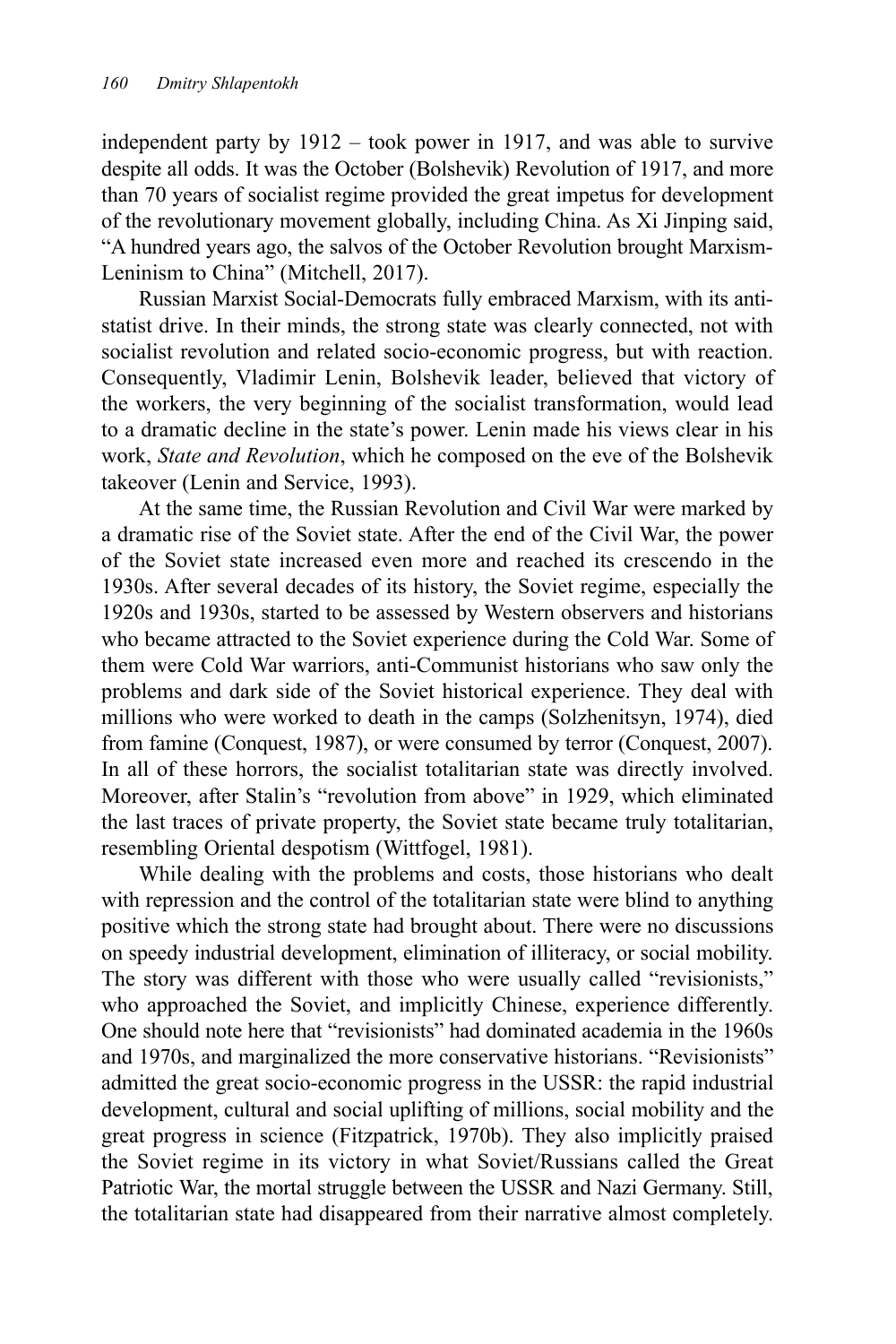independent party by 1912 – took power in 1917, and was able to survive despite all odds. It was the October (Bolshevik) Revolution of 1917, and more than 70 years of socialist regime provided the great impetus for development of the revolutionary movement globally, including China. As Xi Jinping said, "A hundred years ago, the salvos of the October Revolution brought Marxism-Leninism to China" (Mitchell, 2017).

Russian Marxist Social-Democrats fully embraced Marxism, with its anti-statist drive. In their minds, the strong state was clearly connected, not with socialist revolution and related socio-economic progress, but with reaction. Consequently, Vladimir Lenin, Bolshevik leader, believed that victory of the workers, the very beginning of the socialist transformation, would lead to a dramatic decline in the state's power. Lenin made his views clear in his work, *State and Revolution*, which he composed on the eve of the Bolshevik takeover (Lenin and Service, 1993).

At the same time, the Russian Revolution and Civil War were marked by a dramatic rise of the Soviet state. After the end of the Civil War, the power of the Soviet state increased even more and reached its crescendo in the 1930s. After several decades of its history, the Soviet regime, especially the 1920s and 1930s, started to be assessed by Western observers and historians who became attracted to the Soviet experience during the Cold War. Some of them were Cold War warriors, anti-Communist historians who saw only the problems and dark side of the Soviet historical experience. They deal with millions who were worked to death in the camps (Solzhenitsyn, 1974), died from famine (Conquest, 1987), or were consumed by terror (Conquest, 2007). In all of these horrors, the socialist totalitarian state was directly involved. Moreover, after Stalin's "revolution from above" in 1929, which eliminated the last traces of private property, the Soviet state became truly totalitarian, resembling Oriental despotism (Wittfogel, 1981).

While dealing with the problems and costs, those historians who dealt with repression and the control of the totalitarian state were blind to anything positive which the strong state had brought about. There were no discussions on speedy industrial development, elimination of illiteracy, or social mobility. The story was different with those who were usually called "revisionists," who approached the Soviet, and implicitly Chinese, experience differently. One should note here that "revisionists" had dominated academia in the 1960s and 1970s, and marginalized the more conservative historians. "Revisionists" admitted the great socio-economic progress in the USSR: the rapid industrial development, cultural and social uplifting of millions, social mobility and the great progress in science (Fitzpatrick, 1970b). They also implicitly praised the Soviet regime in its victory in what Soviet/Russians called the Great Patriotic War, the mortal struggle between the USSR and Nazi Germany. Still, the totalitarian state had disappeared from their narrative almost completely.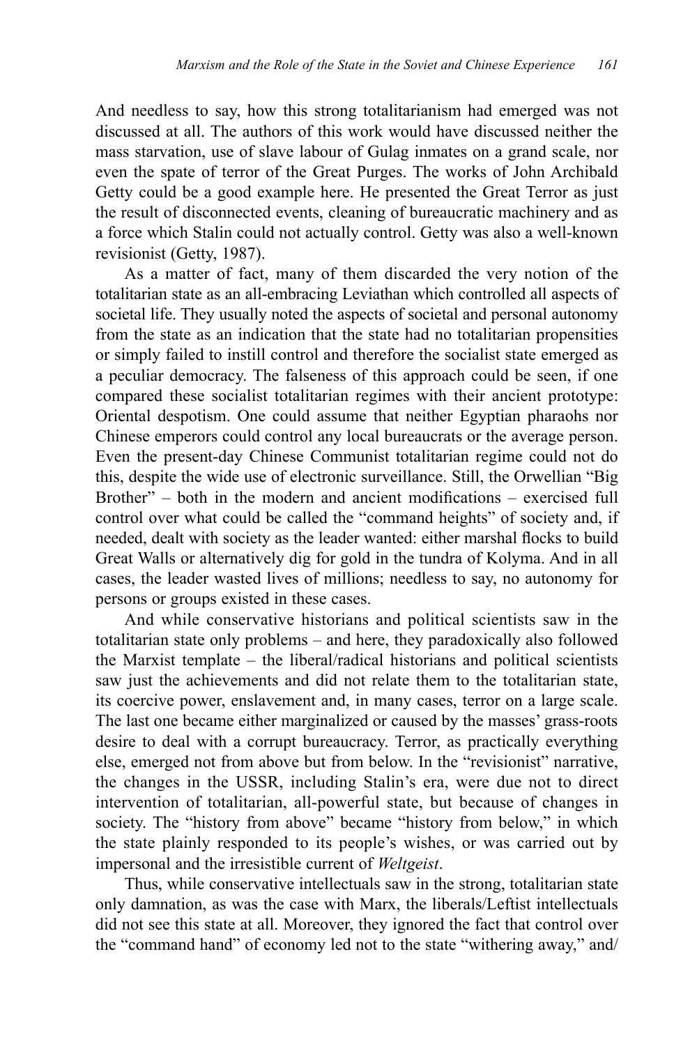And needless to say, how this strong totalitarianism had emerged was not discussed at all. The authors of this work would have discussed neither the mass starvation, use of slave labour of Gulag inmates on a grand scale, nor even the spate of terror of the Great Purges. The works of John Archibald Getty could be a good example here. He presented the Great Terror as just the result of disconnected events, cleaning of bureaucratic machinery and as a force which Stalin could not actually control. Getty was also a well-known revisionist (Getty, 1987).

As a matter of fact, many of them discarded the very notion of the totalitarian state as an all-embracing Leviathan which controlled all aspects of societal life. They usually noted the aspects of societal and personal autonomy from the state as an indication that the state had no totalitarian propensities or simply failed to instill control and therefore the socialist state emerged as a peculiar democracy. The falseness of this approach could be seen, if one compared these socialist totalitarian regimes with their ancient prototype: Oriental despotism. One could assume that neither Egyptian pharaohs nor Chinese emperors could control any local bureaucrats or the average person. Even the present-day Chinese Communist totalitarian regime could not do this, despite the wide use of electronic surveillance. Still, the Orwellian "Big Brother" – both in the modern and ancient modifications – exercised full control over what could be called the "command heights" of society and, if needed, dealt with society as the leader wanted: either marshal flocks to build Great Walls or alternatively dig for gold in the tundra of Kolyma. And in all cases, the leader wasted lives of millions; needless to say, no autonomy for persons or groups existed in these cases.

And while conservative historians and political scientists saw in the totalitarian state only problems – and here, they paradoxically also followed the Marxist template – the liberal/radical historians and political scientists saw just the achievements and did not relate them to the totalitarian state, its coercive power, enslavement and, in many cases, terror on a large scale. The last one became either marginalized or caused by the masses' grass-roots desire to deal with a corrupt bureaucracy. Terror, as practically everything else, emerged not from above but from below. In the "revisionist" narrative, the changes in the USSR, including Stalin's era, were due not to direct intervention of totalitarian, all-powerful state, but because of changes in society. The "history from above" became "history from below," in which the state plainly responded to its people's wishes, or was carried out by impersonal and the irresistible current of *Weltgeist*.

Thus, while conservative intellectuals saw in the strong, totalitarian state only damnation, as was the case with Marx, the liberals/Leftist intellectuals did not see this state at all. Moreover, they ignored the fact that control over the "command hand" of economy led not to the state "withering away," and/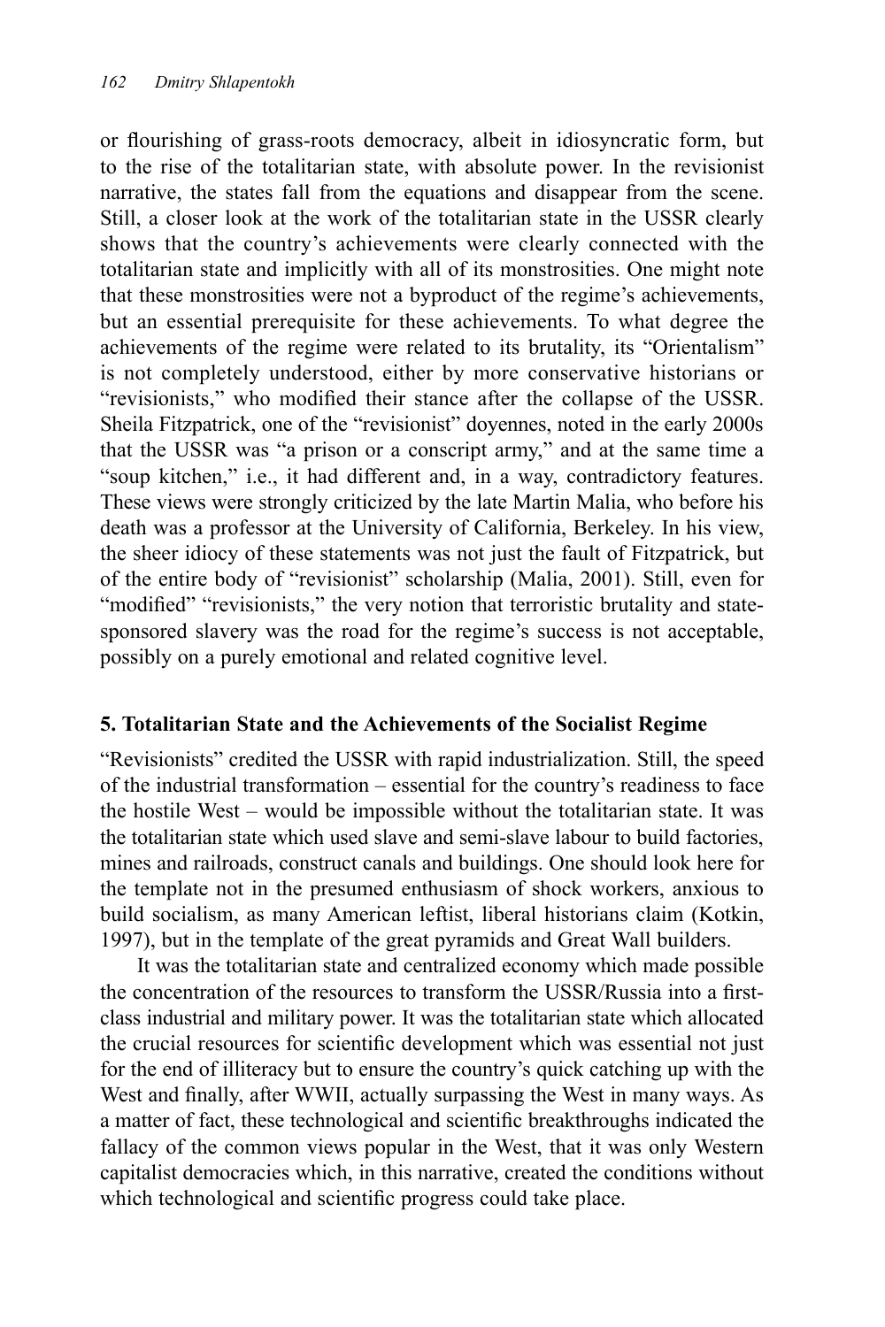or flourishing of grass-roots democracy, albeit in idiosyncratic form, but to the rise of the totalitarian state, with absolute power. In the revisionist narrative, the states fall from the equations and disappear from the scene. Still, a closer look at the work of the totalitarian state in the USSR clearly shows that the country's achievements were clearly connected with the totalitarian state and implicitly with all of its monstrosities. One might note that these monstrosities were not a byproduct of the regime's achievements, but an essential prerequisite for these achievements. To what degree the achievements of the regime were related to its brutality, its "Orientalism" is not completely understood, either by more conservative historians or "revisionists," who modified their stance after the collapse of the USSR. Sheila Fitzpatrick, one of the "revisionist" doyennes, noted in the early 2000s that the USSR was "a prison or a conscript army," and at the same time a "soup kitchen," i.e., it had different and, in a way, contradictory features. These views were strongly criticized by the late Martin Malia, who before his death was a professor at the University of California, Berkeley. In his view, the sheer idiocy of these statements was not just the fault of Fitzpatrick, but of the entire body of "revisionist" scholarship (Malia, 2001). Still, even for "modified" "revisionists," the very notion that terroristic brutality and state-sponsored slavery was the road for the regime's success is not acceptable, possibly on a purely emotional and related cognitive level.

## 5. Totalitarian State and the Achievements of the Socialist Regime

"Revisionists" credited the USSR with rapid industrialization. Still, the speed of the industrial transformation – essential for the country's readiness to face the hostile West – would be impossible without the totalitarian state. It was the totalitarian state which used slave and semi-slave labour to build factories, mines and railroads, construct canals and buildings. One should look here for the template not in the presumed enthusiasm of shock workers, anxious to build socialism, as many American leftist, liberal historians claim (Kotkin, 1997), but in the template of the great pyramids and Great Wall builders.

It was the totalitarian state and centralized economy which made possible the concentration of the resources to transform the USSR/Russia into a first-class industrial and military power. It was the totalitarian state which allocated the crucial resources for scientific development which was essential not just for the end of illiteracy but to ensure the country's quick catching up with the West and finally, after WWII, actually surpassing the West in many ways. As a matter of fact, these technological and scientific breakthroughs indicated the fallacy of the common views popular in the West, that it was only Western capitalist democracies which, in this narrative, created the conditions without which technological and scientific progress could take place.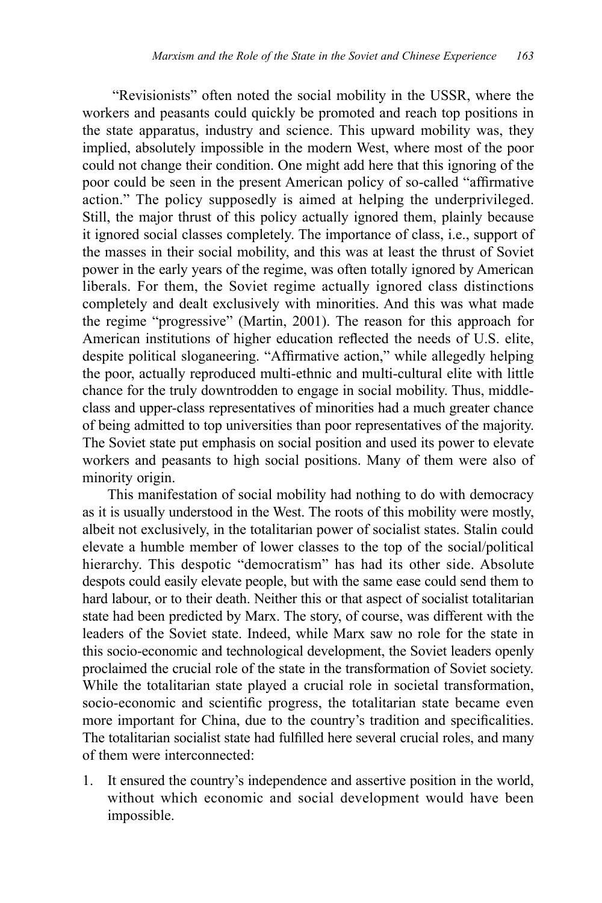"Revisionists" often noted the social mobility in the USSR, where the workers and peasants could quickly be promoted and reach top positions in the state apparatus, industry and science. This upward mobility was, they implied, absolutely impossible in the modern West, where most of the poor could not change their condition. One might add here that this ignoring of the poor could be seen in the present American policy of so-called "affirmative action." The policy supposedly is aimed at helping the underprivileged. Still, the major thrust of this policy actually ignored them, plainly because it ignored social classes completely. The importance of class, i.e., support of the masses in their social mobility, and this was at least the thrust of Soviet power in the early years of the regime, was often totally ignored by American liberals. For them, the Soviet regime actually ignored class distinctions completely and dealt exclusively with minorities. And this was what made the regime "progressive" (Martin, 2001). The reason for this approach for American institutions of higher education reflected the needs of U.S. elite, despite political sloganeering. "Affirmative action," while allegedly helping the poor, actually reproduced multi-ethnic and multi-cultural elite with little chance for the truly downtrodden to engage in social mobility. Thus, middle-class and upper-class representatives of minorities had a much greater chance of being admitted to top universities than poor representatives of the majority. The Soviet state put emphasis on social position and used its power to elevate workers and peasants to high social positions. Many of them were also of minority origin.

This manifestation of social mobility had nothing to do with democracy as it is usually understood in the West. The roots of this mobility were mostly, albeit not exclusively, in the totalitarian power of socialist states. Stalin could elevate a humble member of lower classes to the top of the social/political hierarchy. This despotic "democratism" has had its other side. Absolute despots could easily elevate people, but with the same ease could send them to hard labour, or to their death. Neither this or that aspect of socialist totalitarian state had been predicted by Marx. The story, of course, was different with the leaders of the Soviet state. Indeed, while Marx saw no role for the state in this socio-economic and technological development, the Soviet leaders openly proclaimed the crucial role of the state in the transformation of Soviet society. While the totalitarian state played a crucial role in societal transformation, socio-economic and scientific progress, the totalitarian state became even more important for China, due to the country's tradition and specificalities. The totalitarian socialist state had fulfilled here several crucial roles, and many of them were interconnected:

1. It ensured the country's independence and assertive position in the world, without which economic and social development would have been impossible.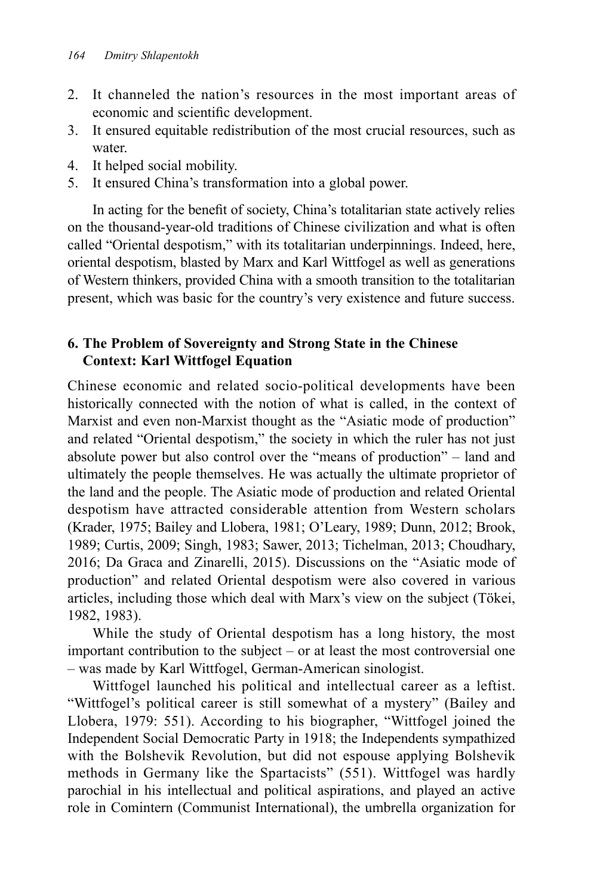2. It channeled the nation's resources in the most important areas of economic and scientific development.
3. It ensured equitable redistribution of the most crucial resources, such as water.
4. It helped social mobility.
5. It ensured China's transformation into a global power.

In acting for the benefit of society, China's totalitarian state actively relies on the thousand-year-old traditions of Chinese civilization and what is often called "Oriental despotism," with its totalitarian underpinnings. Indeed, here, oriental despotism, blasted by Marx and Karl Wittfogel as well as generations of Western thinkers, provided China with a smooth transition to the totalitarian present, which was basic for the country's very existence and future success.

## 6. The Problem of Sovereignty and Strong State in the Chinese Context: Karl Wittfogel Equation

Chinese economic and related socio-political developments have been historically connected with the notion of what is called, in the context of Marxist and even non-Marxist thought as the "Asiatic mode of production" and related "Oriental despotism," the society in which the ruler has not just absolute power but also control over the "means of production" – land and ultimately the people themselves. He was actually the ultimate proprietor of the land and the people. The Asiatic mode of production and related Oriental despotism have attracted considerable attention from Western scholars (Krader, 1975; Bailey and Llobera, 1981; O'Leary, 1989; Dunn, 2012; Brook, 1989; Curtis, 2009; Singh, 1983; Sawer, 2013; Tichelman, 2013; Choudhary, 2016; Da Graca and Zinarelli, 2015). Discussions on the "Asiatic mode of production" and related Oriental despotism were also covered in various articles, including those which deal with Marx's view on the subject (Tökei, 1982, 1983).

While the study of Oriental despotism has a long history, the most important contribution to the subject – or at least the most controversial one – was made by Karl Wittfogel, German-American sinologist.

Wittfogel launched his political and intellectual career as a leftist. "Wittfogel's political career is still somewhat of a mystery" (Bailey and Llobera, 1979: 551). According to his biographer, "Wittfogel joined the Independent Social Democratic Party in 1918; the Independents sympathized with the Bolshevik Revolution, but did not espouse applying Bolshevik methods in Germany like the Spartacists" (551). Wittfogel was hardly parochial in his intellectual and political aspirations, and played an active role in Comintern (Communist International), the umbrella organization for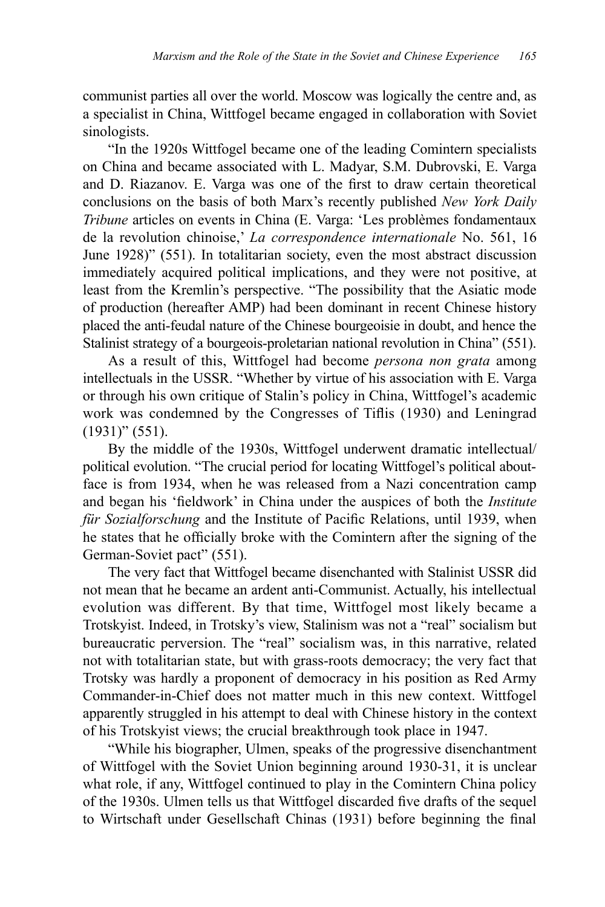communist parties all over the world. Moscow was logically the centre and, as a specialist in China, Wittfogel became engaged in collaboration with Soviet sinologists.

"In the 1920s Wittfogel became one of the leading Comintern specialists on China and became associated with L. Madyar, S.M. Dubrovski, E. Varga and D. Riazanov. E. Varga was one of the first to draw certain theoretical conclusions on the basis of both Marx's recently published *New York Daily Tribune* articles on events in China (E. Varga: 'Les problèmes fondamentaux de la revolution chinoise,' *La correspondence internationale* No. 561, 16 June 1928)" (551). In totalitarian society, even the most abstract discussion immediately acquired political implications, and they were not positive, at least from the Kremlin's perspective. "The possibility that the Asiatic mode of production (hereafter AMP) had been dominant in recent Chinese history placed the anti-feudal nature of the Chinese bourgeoisie in doubt, and hence the Stalinist strategy of a bourgeois-proletarian national revolution in China" (551).

As a result of this, Wittfogel had become *persona non grata* among intellectuals in the USSR. "Whether by virtue of his association with E. Varga or through his own critique of Stalin's policy in China, Wittfogel's academic work was condemned by the Congresses of Tiflis (1930) and Leningrad (1931)" (551).

By the middle of the 1930s, Wittfogel underwent dramatic intellectual/political evolution. "The crucial period for locating Wittfogel's political about-face is from 1934, when he was released from a Nazi concentration camp and began his 'fieldwork' in China under the auspices of both the *Institute für Sozialforschung* and the Institute of Pacific Relations, until 1939, when he states that he officially broke with the Comintern after the signing of the German-Soviet pact" (551).

The very fact that Wittfogel became disenchanted with Stalinist USSR did not mean that he became an ardent anti-Communist. Actually, his intellectual evolution was different. By that time, Wittfogel most likely became a Trotskyist. Indeed, in Trotsky's view, Stalinism was not a "real" socialism but bureaucratic perversion. The "real" socialism was, in this narrative, related not with totalitarian state, but with grass-roots democracy; the very fact that Trotsky was hardly a proponent of democracy in his position as Red Army Commander-in-Chief does not matter much in this new context. Wittfogel apparently struggled in his attempt to deal with Chinese history in the context of his Trotskyist views; the crucial breakthrough took place in 1947.

"While his biographer, Ulmen, speaks of the progressive disenchantment of Wittfogel with the Soviet Union beginning around 1930-31, it is unclear what role, if any, Wittfogel continued to play in the Comintern China policy of the 1930s. Ulmen tells us that Wittfogel discarded five drafts of the sequel to Wirtschaft under Gesellschaft Chinas (1931) before beginning the final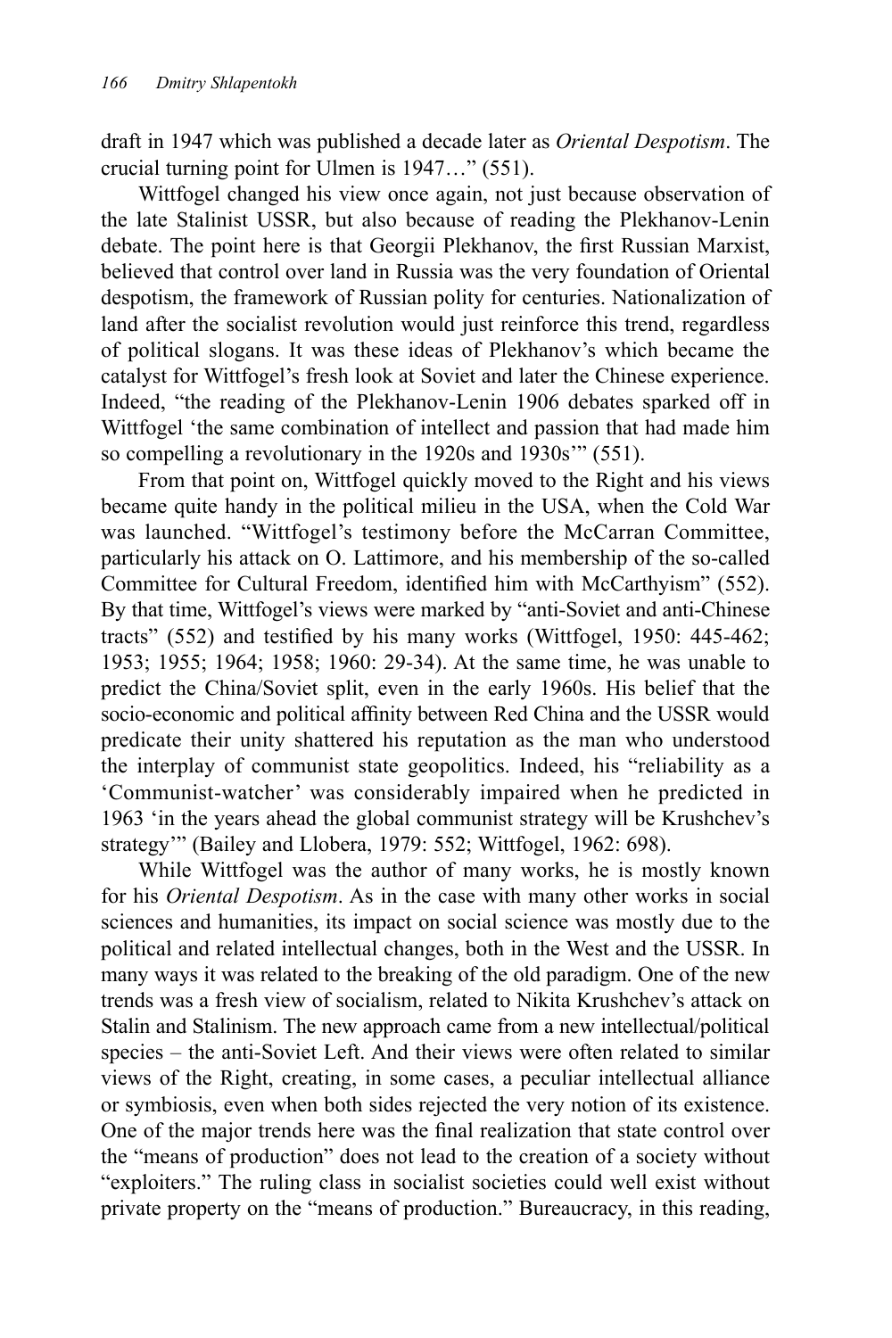draft in 1947 which was published a decade later as *Oriental Despotism*. The crucial turning point for Ulmen is 1947…" (551).

Wittfogel changed his view once again, not just because observation of the late Stalinist USSR, but also because of reading the Plekhanov-Lenin debate. The point here is that Georgii Plekhanov, the first Russian Marxist, believed that control over land in Russia was the very foundation of Oriental despotism, the framework of Russian polity for centuries. Nationalization of land after the socialist revolution would just reinforce this trend, regardless of political slogans. It was these ideas of Plekhanov's which became the catalyst for Wittfogel's fresh look at Soviet and later the Chinese experience. Indeed, "the reading of the Plekhanov-Lenin 1906 debates sparked off in Wittfogel 'the same combination of intellect and passion that had made him so compelling a revolutionary in the 1920s and 1930s'" (551).

From that point on, Wittfogel quickly moved to the Right and his views became quite handy in the political milieu in the USA, when the Cold War was launched. "Wittfogel's testimony before the McCarran Committee, particularly his attack on O. Lattimore, and his membership of the so-called Committee for Cultural Freedom, identified him with McCarthyism" (552). By that time, Wittfogel's views were marked by "anti-Soviet and anti-Chinese tracts" (552) and testified by his many works (Wittfogel, 1950: 445-462; 1953; 1955; 1964; 1958; 1960: 29-34). At the same time, he was unable to predict the China/Soviet split, even in the early 1960s. His belief that the socio-economic and political affinity between Red China and the USSR would predicate their unity shattered his reputation as the man who understood the interplay of communist state geopolitics. Indeed, his "reliability as a 'Communist-watcher' was considerably impaired when he predicted in 1963 'in the years ahead the global communist strategy will be Krushchev's strategy'" (Bailey and Llobera, 1979: 552; Wittfogel, 1962: 698).

While Wittfogel was the author of many works, he is mostly known for his *Oriental Despotism*. As in the case with many other works in social sciences and humanities, its impact on social science was mostly due to the political and related intellectual changes, both in the West and the USSR. In many ways it was related to the breaking of the old paradigm. One of the new trends was a fresh view of socialism, related to Nikita Krushchev's attack on Stalin and Stalinism. The new approach came from a new intellectual/political species – the anti-Soviet Left. And their views were often related to similar views of the Right, creating, in some cases, a peculiar intellectual alliance or symbiosis, even when both sides rejected the very notion of its existence. One of the major trends here was the final realization that state control over the "means of production" does not lead to the creation of a society without "exploiters." The ruling class in socialist societies could well exist without private property on the "means of production." Bureaucracy, in this reading,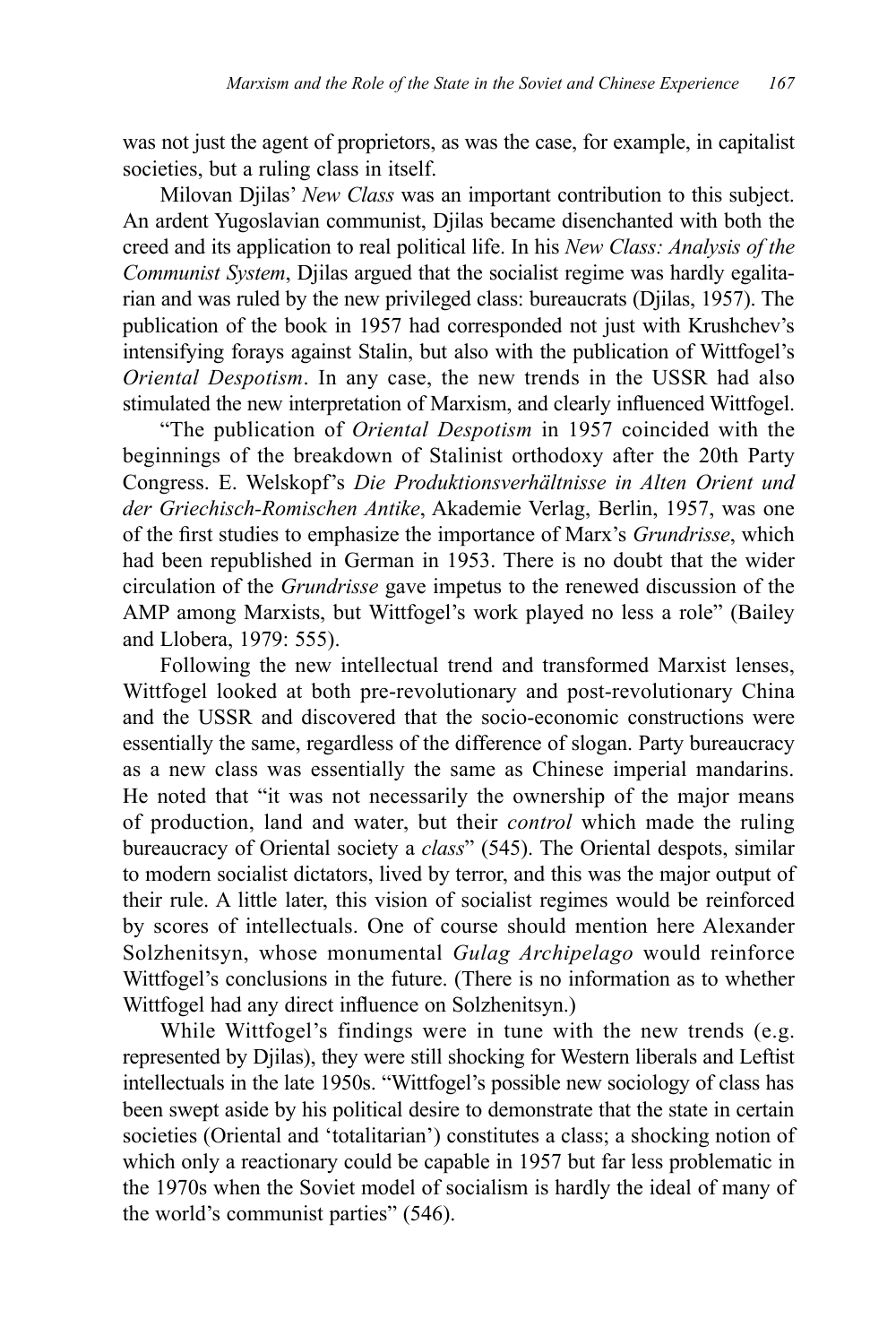was not just the agent of proprietors, as was the case, for example, in capitalist societies, but a ruling class in itself.

Milovan Djilas' *New Class* was an important contribution to this subject. An ardent Yugoslavian communist, Djilas became disenchanted with both the creed and its application to real political life. In his *New Class: Analysis of the Communist System*, Djilas argued that the socialist regime was hardly egalitarian and was ruled by the new privileged class: bureaucrats (Djilas, 1957). The publication of the book in 1957 had corresponded not just with Krushchev's intensifying forays against Stalin, but also with the publication of Wittfogel's *Oriental Despotism*. In any case, the new trends in the USSR had also stimulated the new interpretation of Marxism, and clearly influenced Wittfogel.

"The publication of *Oriental Despotism* in 1957 coincided with the beginnings of the breakdown of Stalinist orthodoxy after the 20th Party Congress. E. Welskopf's *Die Produktionsverhältnisse in Alten Orient und der Griechisch-Romischen Antike*, Akademie Verlag, Berlin, 1957, was one of the first studies to emphasize the importance of Marx's *Grundrisse*, which had been republished in German in 1953. There is no doubt that the wider circulation of the *Grundrisse* gave impetus to the renewed discussion of the AMP among Marxists, but Wittfogel's work played no less a role" (Bailey and Llobera, 1979: 555).

Following the new intellectual trend and transformed Marxist lenses, Wittfogel looked at both pre-revolutionary and post-revolutionary China and the USSR and discovered that the socio-economic constructions were essentially the same, regardless of the difference of slogan. Party bureaucracy as a new class was essentially the same as Chinese imperial mandarins. He noted that "it was not necessarily the ownership of the major means of production, land and water, but their *control* which made the ruling bureaucracy of Oriental society a *class*" (545). The Oriental despots, similar to modern socialist dictators, lived by terror, and this was the major output of their rule. A little later, this vision of socialist regimes would be reinforced by scores of intellectuals. One of course should mention here Alexander Solzhenitsyn, whose monumental *Gulag Archipelago* would reinforce Wittfogel's conclusions in the future. (There is no information as to whether Wittfogel had any direct influence on Solzhenitsyn.)

While Wittfogel's findings were in tune with the new trends (e.g. represented by Djilas), they were still shocking for Western liberals and Leftist intellectuals in the late 1950s. "Wittfogel's possible new sociology of class has been swept aside by his political desire to demonstrate that the state in certain societies (Oriental and 'totalitarian') constitutes a class; a shocking notion of which only a reactionary could be capable in 1957 but far less problematic in the 1970s when the Soviet model of socialism is hardly the ideal of many of the world's communist parties" (546).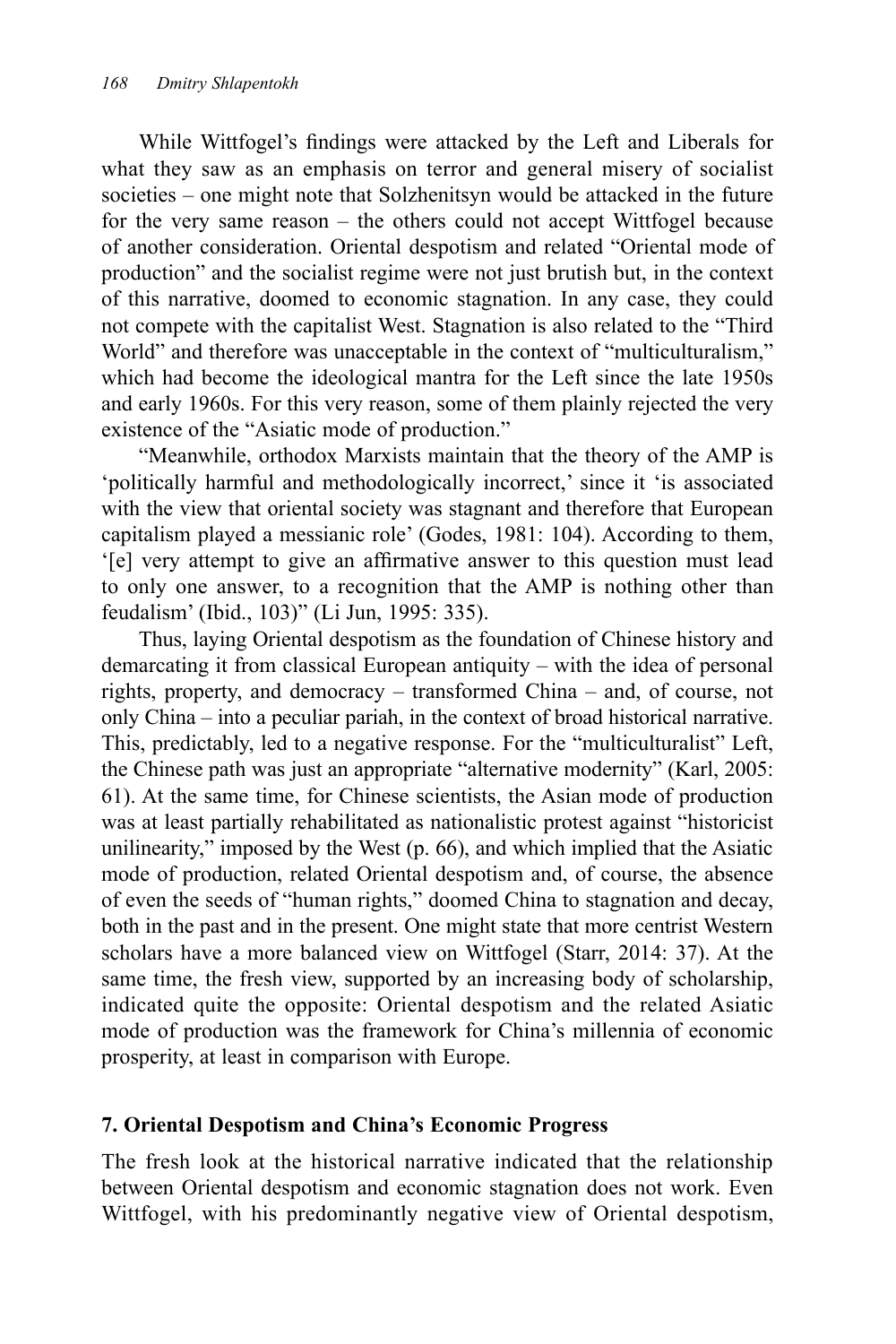While Wittfogel's findings were attacked by the Left and Liberals for what they saw as an emphasis on terror and general misery of socialist societies – one might note that Solzhenitsyn would be attacked in the future for the very same reason – the others could not accept Wittfogel because of another consideration. Oriental despotism and related "Oriental mode of production" and the socialist regime were not just brutish but, in the context of this narrative, doomed to economic stagnation. In any case, they could not compete with the capitalist West. Stagnation is also related to the "Third World" and therefore was unacceptable in the context of "multiculturalism," which had become the ideological mantra for the Left since the late 1950s and early 1960s. For this very reason, some of them plainly rejected the very existence of the "Asiatic mode of production."

"Meanwhile, orthodox Marxists maintain that the theory of the AMP is 'politically harmful and methodologically incorrect,' since it 'is associated with the view that oriental society was stagnant and therefore that European capitalism played a messianic role' (Godes, 1981: 104). According to them, '[e] very attempt to give an affirmative answer to this question must lead to only one answer, to a recognition that the AMP is nothing other than feudalism' (Ibid., 103)" (Li Jun, 1995: 335).

Thus, laying Oriental despotism as the foundation of Chinese history and demarcating it from classical European antiquity – with the idea of personal rights, property, and democracy – transformed China – and, of course, not only China – into a peculiar pariah, in the context of broad historical narrative. This, predictably, led to a negative response. For the "multiculturalist" Left, the Chinese path was just an appropriate "alternative modernity" (Karl, 2005: 61). At the same time, for Chinese scientists, the Asian mode of production was at least partially rehabilitated as nationalistic protest against "historicist unilinearity," imposed by the West (p. 66), and which implied that the Asiatic mode of production, related Oriental despotism and, of course, the absence of even the seeds of "human rights," doomed China to stagnation and decay, both in the past and in the present. One might state that more centrist Western scholars have a more balanced view on Wittfogel (Starr, 2014: 37). At the same time, the fresh view, supported by an increasing body of scholarship, indicated quite the opposite: Oriental despotism and the related Asiatic mode of production was the framework for China's millennia of economic prosperity, at least in comparison with Europe.

## 7. Oriental Despotism and China's Economic Progress

The fresh look at the historical narrative indicated that the relationship between Oriental despotism and economic stagnation does not work. Even Wittfogel, with his predominantly negative view of Oriental despotism,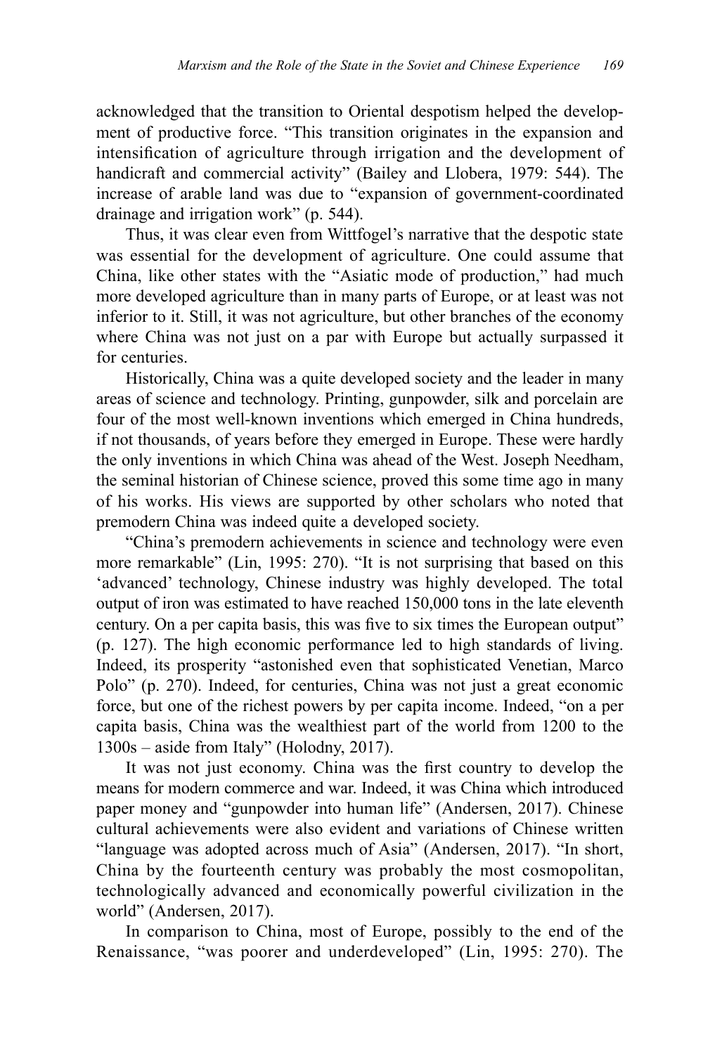acknowledged that the transition to Oriental despotism helped the development of productive force. "This transition originates in the expansion and intensification of agriculture through irrigation and the development of handicraft and commercial activity" (Bailey and Llobera, 1979: 544). The increase of arable land was due to "expansion of government-coordinated drainage and irrigation work" (p. 544).

Thus, it was clear even from Wittfogel's narrative that the despotic state was essential for the development of agriculture. One could assume that China, like other states with the "Asiatic mode of production," had much more developed agriculture than in many parts of Europe, or at least was not inferior to it. Still, it was not agriculture, but other branches of the economy where China was not just on a par with Europe but actually surpassed it for centuries.

Historically, China was a quite developed society and the leader in many areas of science and technology. Printing, gunpowder, silk and porcelain are four of the most well-known inventions which emerged in China hundreds, if not thousands, of years before they emerged in Europe. These were hardly the only inventions in which China was ahead of the West. Joseph Needham, the seminal historian of Chinese science, proved this some time ago in many of his works. His views are supported by other scholars who noted that premodern China was indeed quite a developed society.

"China's premodern achievements in science and technology were even more remarkable" (Lin, 1995: 270). "It is not surprising that based on this 'advanced' technology, Chinese industry was highly developed. The total output of iron was estimated to have reached 150,000 tons in the late eleventh century. On a per capita basis, this was five to six times the European output" (p. 127). The high economic performance led to high standards of living. Indeed, its prosperity "astonished even that sophisticated Venetian, Marco Polo" (p. 270). Indeed, for centuries, China was not just a great economic force, but one of the richest powers by per capita income. Indeed, "on a per capita basis, China was the wealthiest part of the world from 1200 to the 1300s – aside from Italy" (Holodny, 2017).

It was not just economy. China was the first country to develop the means for modern commerce and war. Indeed, it was China which introduced paper money and "gunpowder into human life" (Andersen, 2017). Chinese cultural achievements were also evident and variations of Chinese written "language was adopted across much of Asia" (Andersen, 2017). "In short, China by the fourteenth century was probably the most cosmopolitan, technologically advanced and economically powerful civilization in the world" (Andersen, 2017).

In comparison to China, most of Europe, possibly to the end of the Renaissance, "was poorer and underdeveloped" (Lin, 1995: 270). The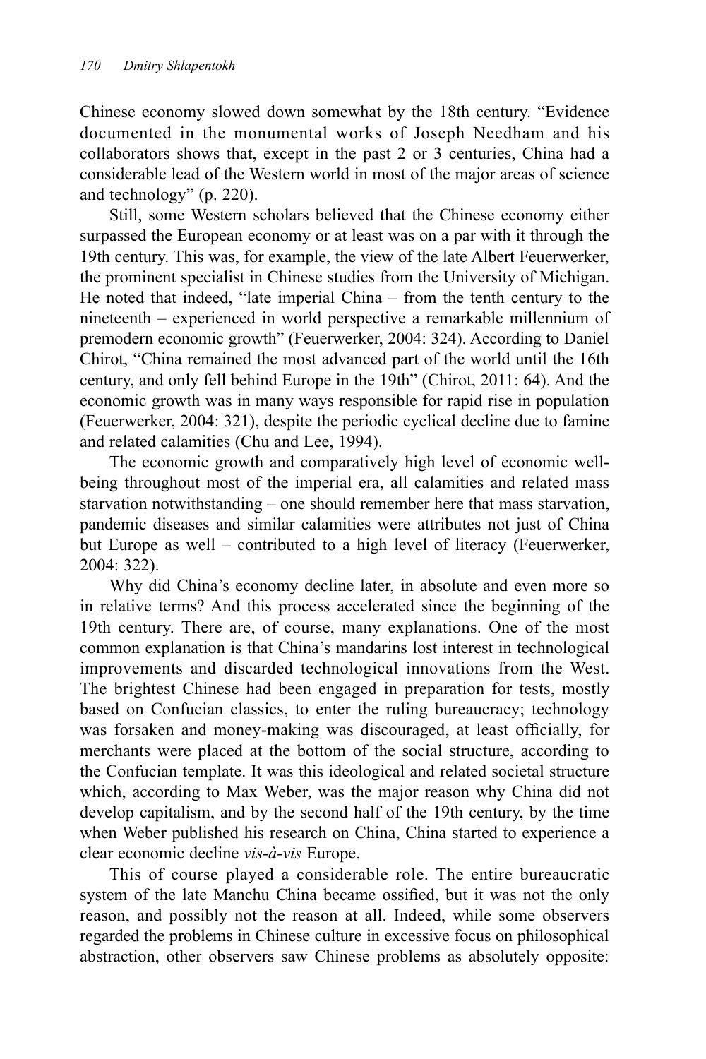Chinese economy slowed down somewhat by the 18th century. "Evidence documented in the monumental works of Joseph Needham and his collaborators shows that, except in the past 2 or 3 centuries, China had a considerable lead of the Western world in most of the major areas of science and technology" (p. 220).

Still, some Western scholars believed that the Chinese economy either surpassed the European economy or at least was on a par with it through the 19th century. This was, for example, the view of the late Albert Feuerwerker, the prominent specialist in Chinese studies from the University of Michigan. He noted that indeed, "late imperial China – from the tenth century to the nineteenth – experienced in world perspective a remarkable millennium of premodern economic growth" (Feuerwerker, 2004: 324). According to Daniel Chirot, "China remained the most advanced part of the world until the 16th century, and only fell behind Europe in the 19th" (Chirot, 2011: 64). And the economic growth was in many ways responsible for rapid rise in population (Feuerwerker, 2004: 321), despite the periodic cyclical decline due to famine and related calamities (Chu and Lee, 1994).

The economic growth and comparatively high level of economic well-being throughout most of the imperial era, all calamities and related mass starvation notwithstanding – one should remember here that mass starvation, pandemic diseases and similar calamities were attributes not just of China but Europe as well – contributed to a high level of literacy (Feuerwerker, 2004: 322).

Why did China's economy decline later, in absolute and even more so in relative terms? And this process accelerated since the beginning of the 19th century. There are, of course, many explanations. One of the most common explanation is that China's mandarins lost interest in technological improvements and discarded technological innovations from the West. The brightest Chinese had been engaged in preparation for tests, mostly based on Confucian classics, to enter the ruling bureaucracy; technology was forsaken and money-making was discouraged, at least officially, for merchants were placed at the bottom of the social structure, according to the Confucian template. It was this ideological and related societal structure which, according to Max Weber, was the major reason why China did not develop capitalism, and by the second half of the 19th century, by the time when Weber published his research on China, China started to experience a clear economic decline *vis-à-vis* Europe.

This of course played a considerable role. The entire bureaucratic system of the late Manchu China became ossified, but it was not the only reason, and possibly not the reason at all. Indeed, while some observers regarded the problems in Chinese culture in excessive focus on philosophical abstraction, other observers saw Chinese problems as absolutely opposite: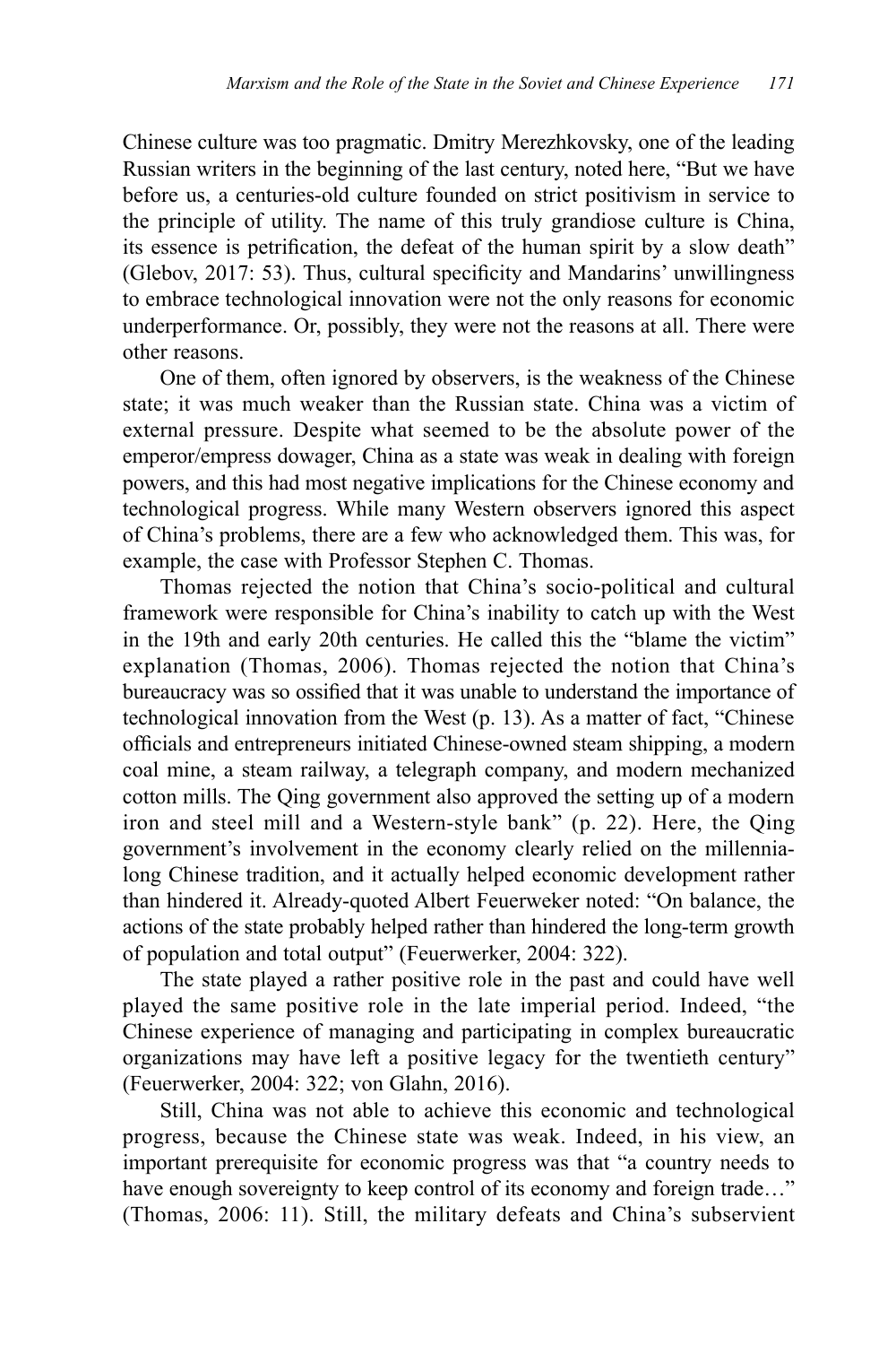Chinese culture was too pragmatic. Dmitry Merezhkovsky, one of the leading Russian writers in the beginning of the last century, noted here, "But we have before us, a centuries-old culture founded on strict positivism in service to the principle of utility. The name of this truly grandiose culture is China, its essence is petrification, the defeat of the human spirit by a slow death" (Glebov, 2017: 53). Thus, cultural specificity and Mandarins' unwillingness to embrace technological innovation were not the only reasons for economic underperformance. Or, possibly, they were not the reasons at all. There were other reasons.

One of them, often ignored by observers, is the weakness of the Chinese state; it was much weaker than the Russian state. China was a victim of external pressure. Despite what seemed to be the absolute power of the emperor/empress dowager, China as a state was weak in dealing with foreign powers, and this had most negative implications for the Chinese economy and technological progress. While many Western observers ignored this aspect of China's problems, there are a few who acknowledged them. This was, for example, the case with Professor Stephen C. Thomas.

Thomas rejected the notion that China's socio-political and cultural framework were responsible for China's inability to catch up with the West in the 19th and early 20th centuries. He called this the "blame the victim" explanation (Thomas, 2006). Thomas rejected the notion that China's bureaucracy was so ossified that it was unable to understand the importance of technological innovation from the West (p. 13). As a matter of fact, "Chinese officials and entrepreneurs initiated Chinese-owned steam shipping, a modern coal mine, a steam railway, a telegraph company, and modern mechanized cotton mills. The Qing government also approved the setting up of a modern iron and steel mill and a Western-style bank" (p. 22). Here, the Qing government's involvement in the economy clearly relied on the millennia-long Chinese tradition, and it actually helped economic development rather than hindered it. Already-quoted Albert Feuerweker noted: "On balance, the actions of the state probably helped rather than hindered the long-term growth of population and total output" (Feuerwerker, 2004: 322).

The state played a rather positive role in the past and could have well played the same positive role in the late imperial period. Indeed, "the Chinese experience of managing and participating in complex bureaucratic organizations may have left a positive legacy for the twentieth century" (Feuerwerker, 2004: 322; von Glahn, 2016).

Still, China was not able to achieve this economic and technological progress, because the Chinese state was weak. Indeed, in his view, an important prerequisite for economic progress was that "a country needs to have enough sovereignty to keep control of its economy and foreign trade…" (Thomas, 2006: 11). Still, the military defeats and China's subservient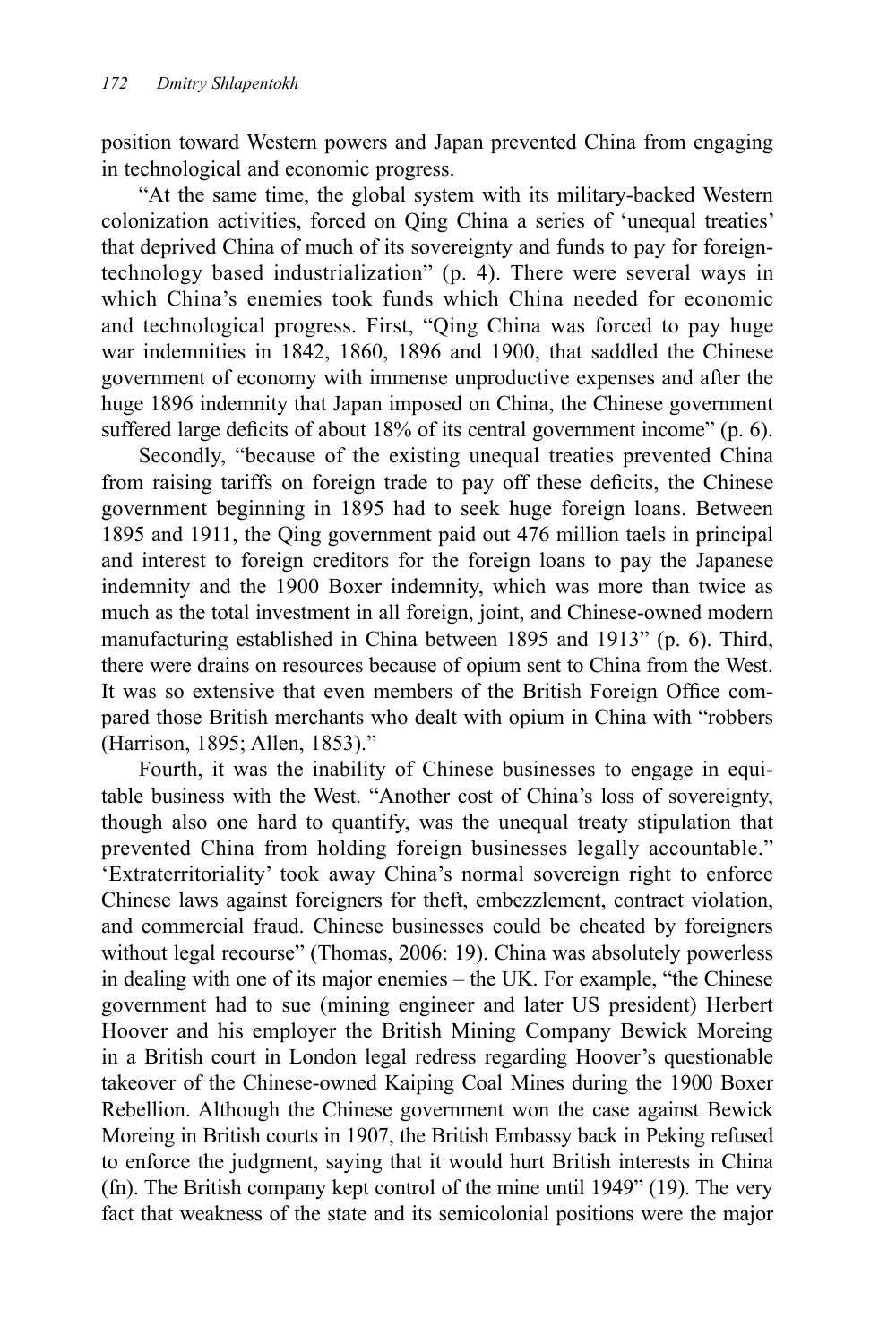position toward Western powers and Japan prevented China from engaging in technological and economic progress.

"At the same time, the global system with its military-backed Western colonization activities, forced on Qing China a series of 'unequal treaties' that deprived China of much of its sovereignty and funds to pay for foreign-technology based industrialization" (p. 4). There were several ways in which China's enemies took funds which China needed for economic and technological progress. First, "Qing China was forced to pay huge war indemnities in 1842, 1860, 1896 and 1900, that saddled the Chinese government of economy with immense unproductive expenses and after the huge 1896 indemnity that Japan imposed on China, the Chinese government suffered large deficits of about 18% of its central government income" (p. 6).

Secondly, "because of the existing unequal treaties prevented China from raising tariffs on foreign trade to pay off these deficits, the Chinese government beginning in 1895 had to seek huge foreign loans. Between 1895 and 1911, the Qing government paid out 476 million taels in principal and interest to foreign creditors for the foreign loans to pay the Japanese indemnity and the 1900 Boxer indemnity, which was more than twice as much as the total investment in all foreign, joint, and Chinese-owned modern manufacturing established in China between 1895 and 1913" (p. 6). Third, there were drains on resources because of opium sent to China from the West. It was so extensive that even members of the British Foreign Office compared those British merchants who dealt with opium in China with "robbers (Harrison, 1895; Allen, 1853)."

Fourth, it was the inability of Chinese businesses to engage in equitable business with the West. "Another cost of China's loss of sovereignty, though also one hard to quantify, was the unequal treaty stipulation that prevented China from holding foreign businesses legally accountable." 'Extraterritoriality' took away China's normal sovereign right to enforce Chinese laws against foreigners for theft, embezzlement, contract violation, and commercial fraud. Chinese businesses could be cheated by foreigners without legal recourse" (Thomas, 2006: 19). China was absolutely powerless in dealing with one of its major enemies – the UK. For example, "the Chinese government had to sue (mining engineer and later US president) Herbert Hoover and his employer the British Mining Company Bewick Moreing in a British court in London legal redress regarding Hoover's questionable takeover of the Chinese-owned Kaiping Coal Mines during the 1900 Boxer Rebellion. Although the Chinese government won the case against Bewick Moreing in British courts in 1907, the British Embassy back in Peking refused to enforce the judgment, saying that it would hurt British interests in China (fn). The British company kept control of the mine until 1949" (19). The very fact that weakness of the state and its semicolonial positions were the major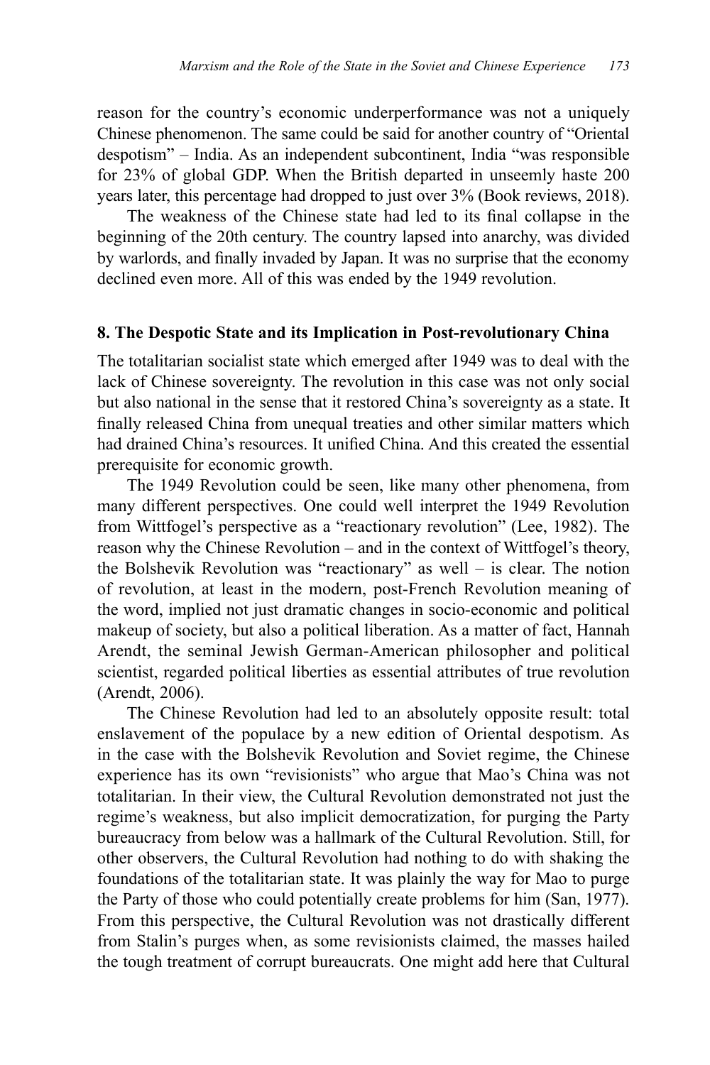reason for the country's economic underperformance was not a uniquely Chinese phenomenon. The same could be said for another country of "Oriental despotism" – India. As an independent subcontinent, India "was responsible for 23% of global GDP. When the British departed in unseemly haste 200 years later, this percentage had dropped to just over 3% (Book reviews, 2018).

The weakness of the Chinese state had led to its final collapse in the beginning of the 20th century. The country lapsed into anarchy, was divided by warlords, and finally invaded by Japan. It was no surprise that the economy declined even more. All of this was ended by the 1949 revolution.

## 8. The Despotic State and its Implication in Post-revolutionary China

The totalitarian socialist state which emerged after 1949 was to deal with the lack of Chinese sovereignty. The revolution in this case was not only social but also national in the sense that it restored China's sovereignty as a state. It finally released China from unequal treaties and other similar matters which had drained China's resources. It unified China. And this created the essential prerequisite for economic growth.

The 1949 Revolution could be seen, like many other phenomena, from many different perspectives. One could well interpret the 1949 Revolution from Wittfogel's perspective as a "reactionary revolution" (Lee, 1982). The reason why the Chinese Revolution – and in the context of Wittfogel's theory, the Bolshevik Revolution was "reactionary" as well – is clear. The notion of revolution, at least in the modern, post-French Revolution meaning of the word, implied not just dramatic changes in socio-economic and political makeup of society, but also a political liberation. As a matter of fact, Hannah Arendt, the seminal Jewish German-American philosopher and political scientist, regarded political liberties as essential attributes of true revolution (Arendt, 2006).

The Chinese Revolution had led to an absolutely opposite result: total enslavement of the populace by a new edition of Oriental despotism. As in the case with the Bolshevik Revolution and Soviet regime, the Chinese experience has its own "revisionists" who argue that Mao's China was not totalitarian. In their view, the Cultural Revolution demonstrated not just the regime's weakness, but also implicit democratization, for purging the Party bureaucracy from below was a hallmark of the Cultural Revolution. Still, for other observers, the Cultural Revolution had nothing to do with shaking the foundations of the totalitarian state. It was plainly the way for Mao to purge the Party of those who could potentially create problems for him (San, 1977). From this perspective, the Cultural Revolution was not drastically different from Stalin's purges when, as some revisionists claimed, the masses hailed the tough treatment of corrupt bureaucrats. One might add here that Cultural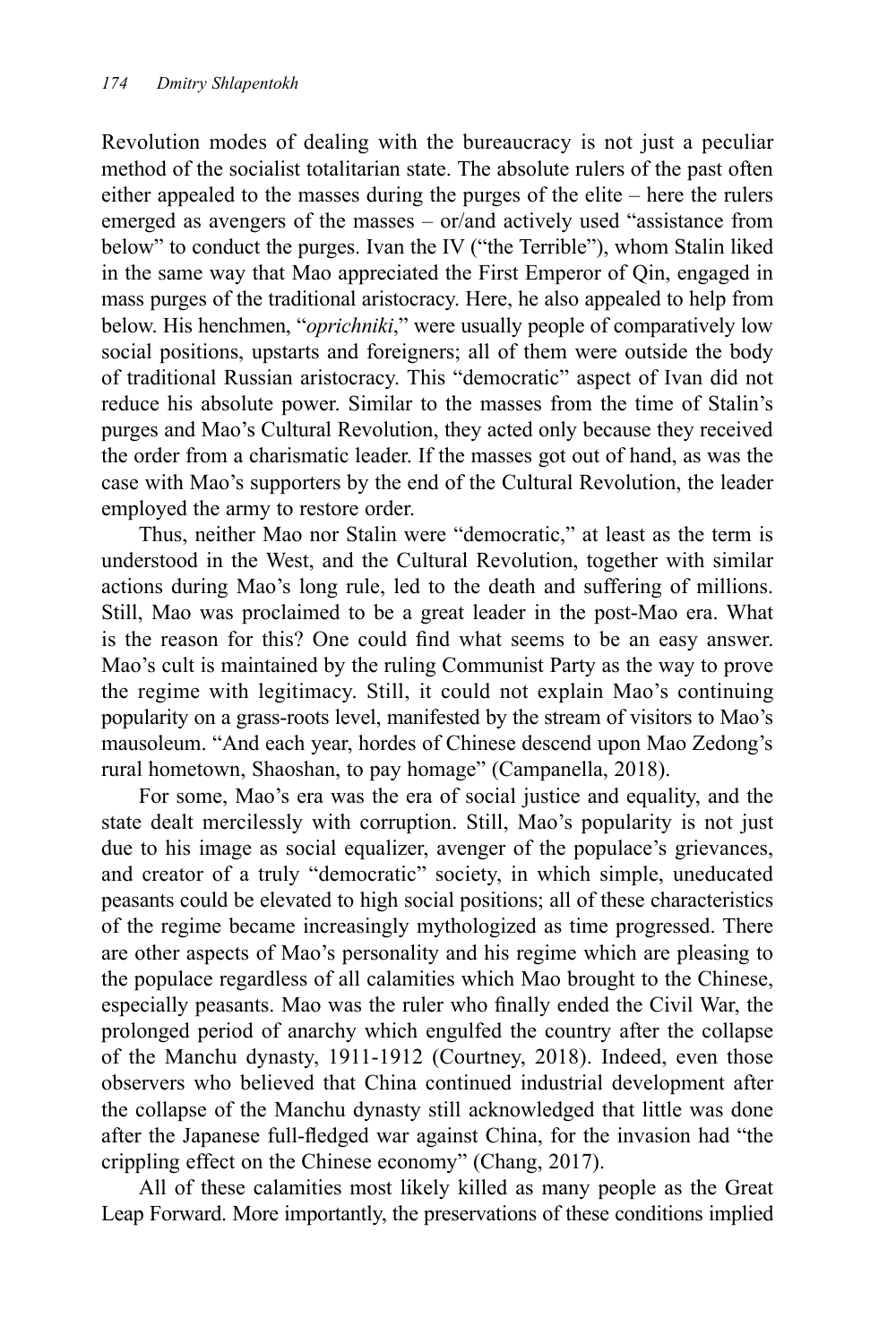Revolution modes of dealing with the bureaucracy is not just a peculiar method of the socialist totalitarian state. The absolute rulers of the past often either appealed to the masses during the purges of the elite – here the rulers emerged as avengers of the masses – or/and actively used "assistance from below" to conduct the purges. Ivan the IV ("the Terrible"), whom Stalin liked in the same way that Mao appreciated the First Emperor of Qin, engaged in mass purges of the traditional aristocracy. Here, he also appealed to help from below. His henchmen, "*oprichniki*," were usually people of comparatively low social positions, upstarts and foreigners; all of them were outside the body of traditional Russian aristocracy. This "democratic" aspect of Ivan did not reduce his absolute power. Similar to the masses from the time of Stalin's purges and Mao's Cultural Revolution, they acted only because they received the order from a charismatic leader. If the masses got out of hand, as was the case with Mao's supporters by the end of the Cultural Revolution, the leader employed the army to restore order.

Thus, neither Mao nor Stalin were "democratic," at least as the term is understood in the West, and the Cultural Revolution, together with similar actions during Mao's long rule, led to the death and suffering of millions. Still, Mao was proclaimed to be a great leader in the post-Mao era. What is the reason for this? One could find what seems to be an easy answer. Mao's cult is maintained by the ruling Communist Party as the way to prove the regime with legitimacy. Still, it could not explain Mao's continuing popularity on a grass-roots level, manifested by the stream of visitors to Mao's mausoleum. "And each year, hordes of Chinese descend upon Mao Zedong's rural hometown, Shaoshan, to pay homage" (Campanella, 2018).

For some, Mao's era was the era of social justice and equality, and the state dealt mercilessly with corruption. Still, Mao's popularity is not just due to his image as social equalizer, avenger of the populace's grievances, and creator of a truly "democratic" society, in which simple, uneducated peasants could be elevated to high social positions; all of these characteristics of the regime became increasingly mythologized as time progressed. There are other aspects of Mao's personality and his regime which are pleasing to the populace regardless of all calamities which Mao brought to the Chinese, especially peasants. Mao was the ruler who finally ended the Civil War, the prolonged period of anarchy which engulfed the country after the collapse of the Manchu dynasty, 1911-1912 (Courtney, 2018). Indeed, even those observers who believed that China continued industrial development after the collapse of the Manchu dynasty still acknowledged that little was done after the Japanese full-fledged war against China, for the invasion had "the crippling effect on the Chinese economy" (Chang, 2017).

All of these calamities most likely killed as many people as the Great Leap Forward. More importantly, the preservations of these conditions implied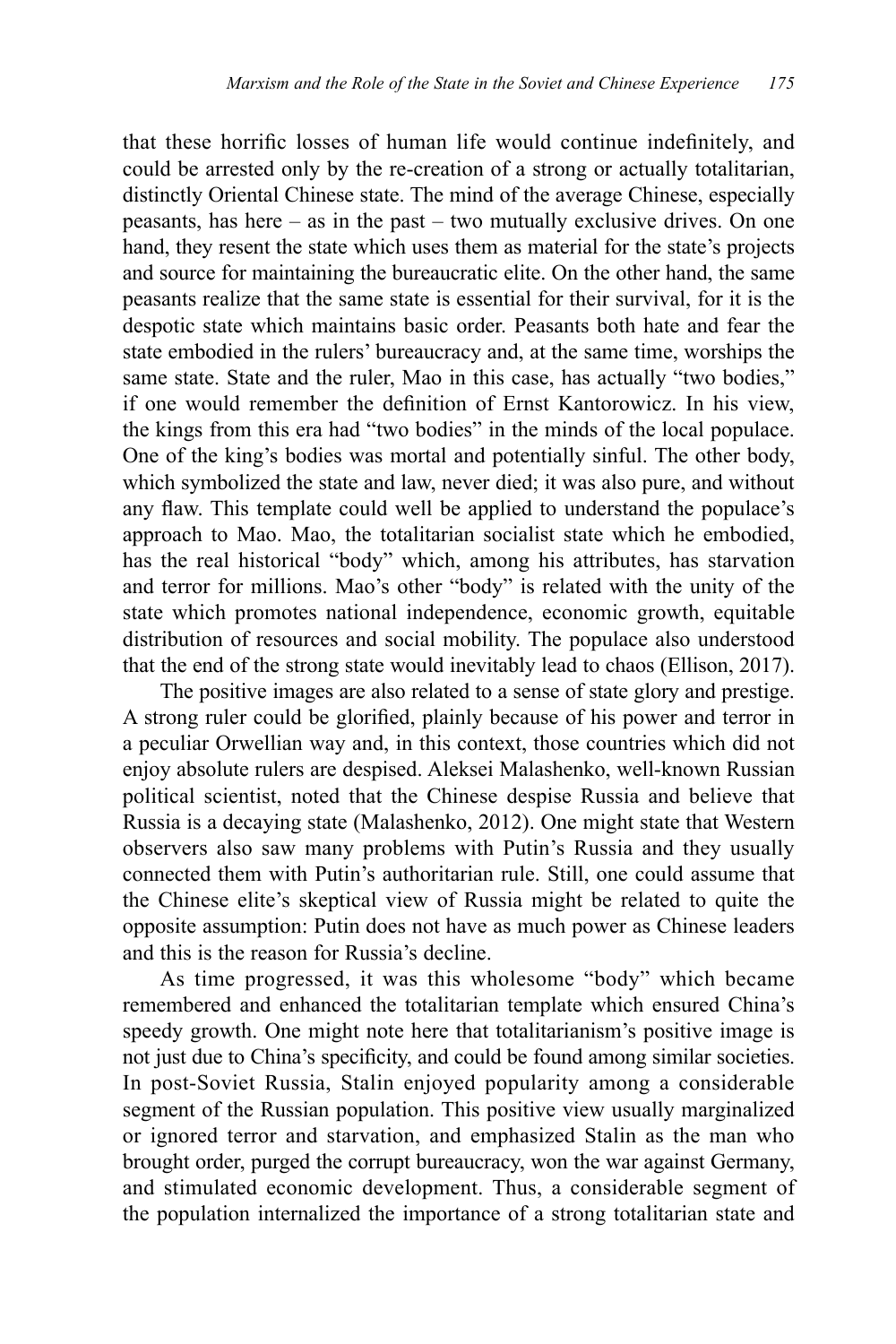that these horrific losses of human life would continue indefinitely, and could be arrested only by the re-creation of a strong or actually totalitarian, distinctly Oriental Chinese state. The mind of the average Chinese, especially peasants, has here – as in the past – two mutually exclusive drives. On one hand, they resent the state which uses them as material for the state's projects and source for maintaining the bureaucratic elite. On the other hand, the same peasants realize that the same state is essential for their survival, for it is the despotic state which maintains basic order. Peasants both hate and fear the state embodied in the rulers' bureaucracy and, at the same time, worships the same state. State and the ruler, Mao in this case, has actually "two bodies," if one would remember the definition of Ernst Kantorowicz. In his view, the kings from this era had "two bodies" in the minds of the local populace. One of the king's bodies was mortal and potentially sinful. The other body, which symbolized the state and law, never died; it was also pure, and without any flaw. This template could well be applied to understand the populace's approach to Mao. Mao, the totalitarian socialist state which he embodied, has the real historical "body" which, among his attributes, has starvation and terror for millions. Mao's other "body" is related with the unity of the state which promotes national independence, economic growth, equitable distribution of resources and social mobility. The populace also understood that the end of the strong state would inevitably lead to chaos (Ellison, 2017).

The positive images are also related to a sense of state glory and prestige. A strong ruler could be glorified, plainly because of his power and terror in a peculiar Orwellian way and, in this context, those countries which did not enjoy absolute rulers are despised. Aleksei Malashenko, well-known Russian political scientist, noted that the Chinese despise Russia and believe that Russia is a decaying state (Malashenko, 2012). One might state that Western observers also saw many problems with Putin's Russia and they usually connected them with Putin's authoritarian rule. Still, one could assume that the Chinese elite's skeptical view of Russia might be related to quite the opposite assumption: Putin does not have as much power as Chinese leaders and this is the reason for Russia's decline.

As time progressed, it was this wholesome "body" which became remembered and enhanced the totalitarian template which ensured China's speedy growth. One might note here that totalitarianism's positive image is not just due to China's specificity, and could be found among similar societies. In post-Soviet Russia, Stalin enjoyed popularity among a considerable segment of the Russian population. This positive view usually marginalized or ignored terror and starvation, and emphasized Stalin as the man who brought order, purged the corrupt bureaucracy, won the war against Germany, and stimulated economic development. Thus, a considerable segment of the population internalized the importance of a strong totalitarian state and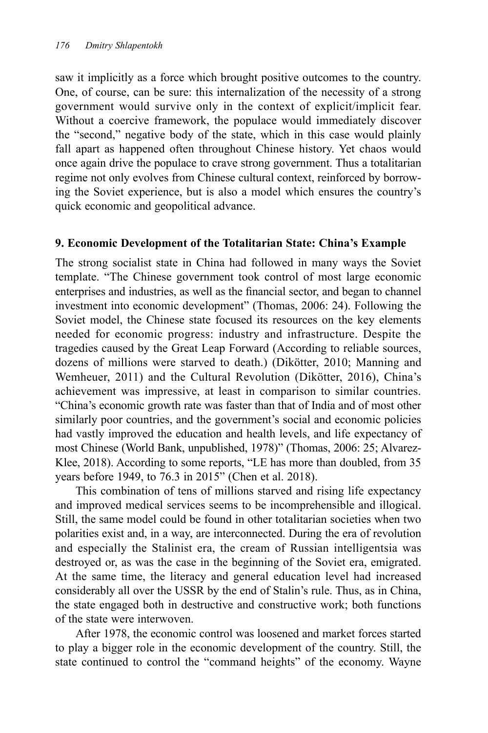saw it implicitly as a force which brought positive outcomes to the country. One, of course, can be sure: this internalization of the necessity of a strong government would survive only in the context of explicit/implicit fear. Without a coercive framework, the populace would immediately discover the "second," negative body of the state, which in this case would plainly fall apart as happened often throughout Chinese history. Yet chaos would once again drive the populace to crave strong government. Thus a totalitarian regime not only evolves from Chinese cultural context, reinforced by borrowing the Soviet experience, but is also a model which ensures the country's quick economic and geopolitical advance.

## 9. Economic Development of the Totalitarian State: China's Example

The strong socialist state in China had followed in many ways the Soviet template. "The Chinese government took control of most large economic enterprises and industries, as well as the financial sector, and began to channel investment into economic development" (Thomas, 2006: 24). Following the Soviet model, the Chinese state focused its resources on the key elements needed for economic progress: industry and infrastructure. Despite the tragedies caused by the Great Leap Forward (According to reliable sources, dozens of millions were starved to death.) (Dikötter, 2010; Manning and Wemheuer, 2011) and the Cultural Revolution (Dikötter, 2016), China's achievement was impressive, at least in comparison to similar countries. "China's economic growth rate was faster than that of India and of most other similarly poor countries, and the government's social and economic policies had vastly improved the education and health levels, and life expectancy of most Chinese (World Bank, unpublished, 1978)" (Thomas, 2006: 25; Alvarez-Klee, 2018). According to some reports, "LE has more than doubled, from 35 years before 1949, to 76.3 in 2015" (Chen et al. 2018).

This combination of tens of millions starved and rising life expectancy and improved medical services seems to be incomprehensible and illogical. Still, the same model could be found in other totalitarian societies when two polarities exist and, in a way, are interconnected. During the era of revolution and especially the Stalinist era, the cream of Russian intelligentsia was destroyed or, as was the case in the beginning of the Soviet era, emigrated. At the same time, the literacy and general education level had increased considerably all over the USSR by the end of Stalin's rule. Thus, as in China, the state engaged both in destructive and constructive work; both functions of the state were interwoven.

After 1978, the economic control was loosened and market forces started to play a bigger role in the economic development of the country. Still, the state continued to control the "command heights" of the economy. Wayne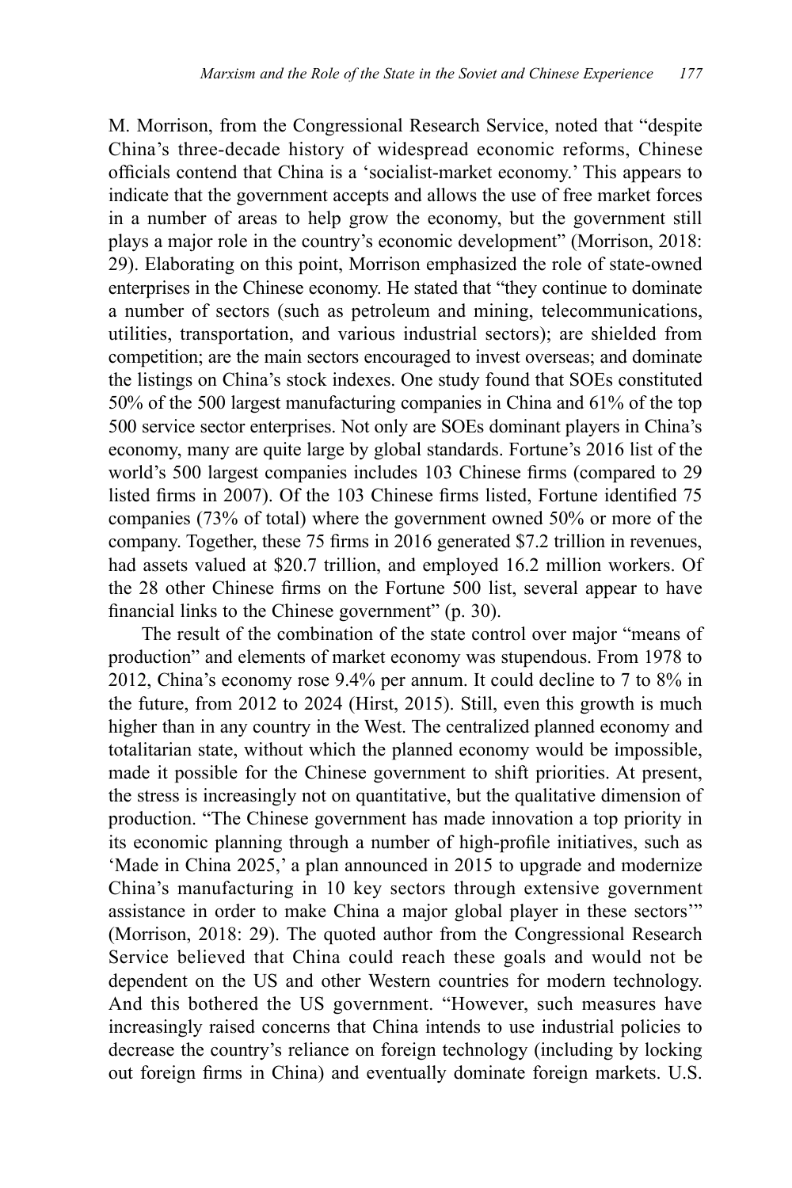M. Morrison, from the Congressional Research Service, noted that "despite China's three-decade history of widespread economic reforms, Chinese officials contend that China is a 'socialist-market economy.' This appears to indicate that the government accepts and allows the use of free market forces in a number of areas to help grow the economy, but the government still plays a major role in the country's economic development" (Morrison, 2018: 29). Elaborating on this point, Morrison emphasized the role of state-owned enterprises in the Chinese economy. He stated that "they continue to dominate a number of sectors (such as petroleum and mining, telecommunications, utilities, transportation, and various industrial sectors); are shielded from competition; are the main sectors encouraged to invest overseas; and dominate the listings on China's stock indexes. One study found that SOEs constituted 50% of the 500 largest manufacturing companies in China and 61% of the top 500 service sector enterprises. Not only are SOEs dominant players in China's economy, many are quite large by global standards. Fortune's 2016 list of the world's 500 largest companies includes 103 Chinese firms (compared to 29 listed firms in 2007). Of the 103 Chinese firms listed, Fortune identified 75 companies (73% of total) where the government owned 50% or more of the company. Together, these 75 firms in 2016 generated $7.2 trillion in revenues, had assets valued at $20.7 trillion, and employed 16.2 million workers. Of the 28 other Chinese firms on the Fortune 500 list, several appear to have financial links to the Chinese government" (p. 30).

The result of the combination of the state control over major "means of production" and elements of market economy was stupendous. From 1978 to 2012, China's economy rose 9.4% per annum. It could decline to 7 to 8% in the future, from 2012 to 2024 (Hirst, 2015). Still, even this growth is much higher than in any country in the West. The centralized planned economy and totalitarian state, without which the planned economy would be impossible, made it possible for the Chinese government to shift priorities. At present, the stress is increasingly not on quantitative, but the qualitative dimension of production. "The Chinese government has made innovation a top priority in its economic planning through a number of high-profile initiatives, such as 'Made in China 2025,' a plan announced in 2015 to upgrade and modernize China's manufacturing in 10 key sectors through extensive government assistance in order to make China a major global player in these sectors'" (Morrison, 2018: 29). The quoted author from the Congressional Research Service believed that China could reach these goals and would not be dependent on the US and other Western countries for modern technology. And this bothered the US government. "However, such measures have increasingly raised concerns that China intends to use industrial policies to decrease the country's reliance on foreign technology (including by locking out foreign firms in China) and eventually dominate foreign markets. U.S.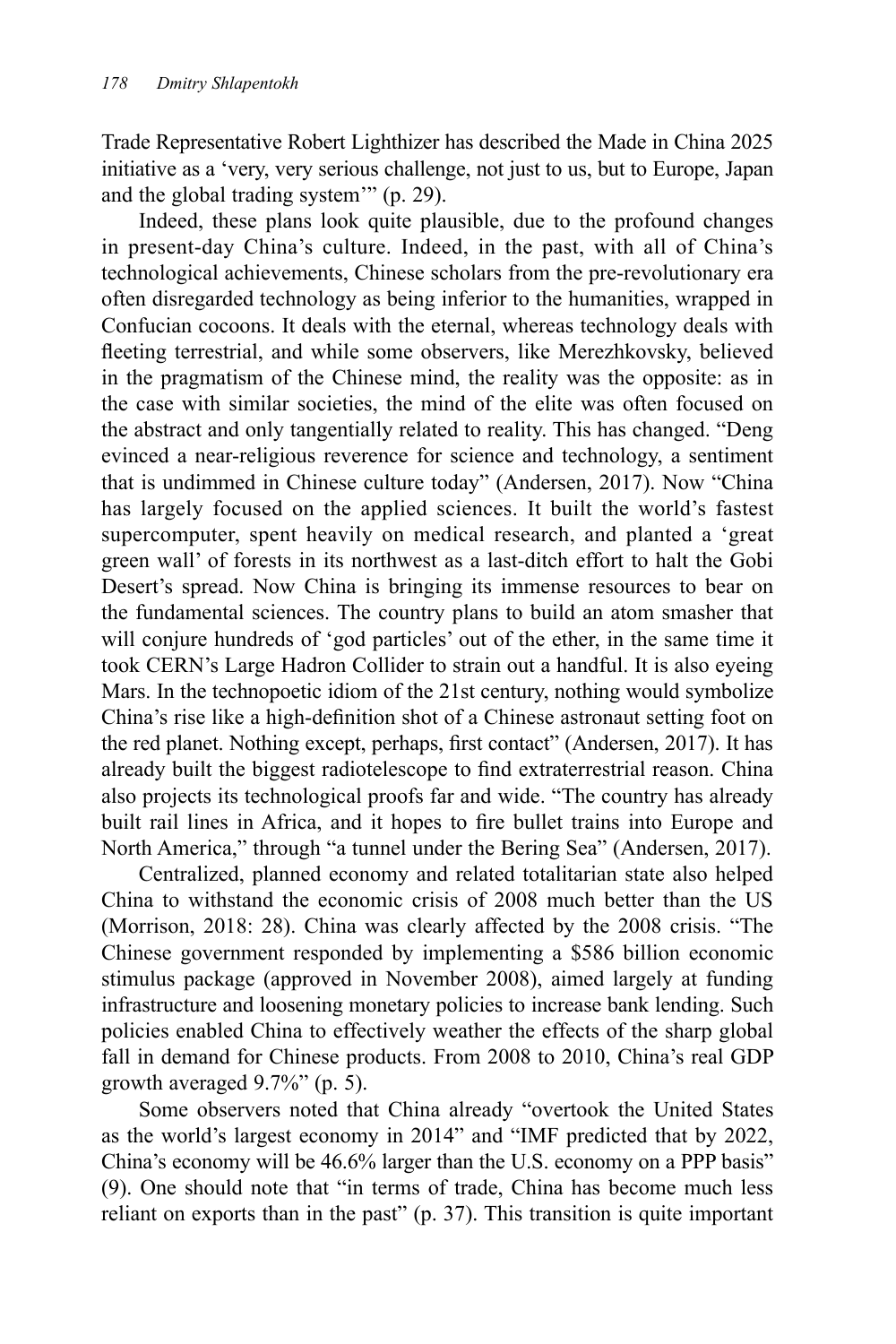Trade Representative Robert Lighthizer has described the Made in China 2025 initiative as a 'very, very serious challenge, not just to us, but to Europe, Japan and the global trading system'" (p. 29).

Indeed, these plans look quite plausible, due to the profound changes in present-day China's culture. Indeed, in the past, with all of China's technological achievements, Chinese scholars from the pre-revolutionary era often disregarded technology as being inferior to the humanities, wrapped in Confucian cocoons. It deals with the eternal, whereas technology deals with fleeting terrestrial, and while some observers, like Merezhkovsky, believed in the pragmatism of the Chinese mind, the reality was the opposite: as in the case with similar societies, the mind of the elite was often focused on the abstract and only tangentially related to reality. This has changed. "Deng evinced a near-religious reverence for science and technology, a sentiment that is undimmed in Chinese culture today" (Andersen, 2017). Now "China has largely focused on the applied sciences. It built the world's fastest supercomputer, spent heavily on medical research, and planted a 'great green wall' of forests in its northwest as a last-ditch effort to halt the Gobi Desert's spread. Now China is bringing its immense resources to bear on the fundamental sciences. The country plans to build an atom smasher that will conjure hundreds of 'god particles' out of the ether, in the same time it took CERN's Large Hadron Collider to strain out a handful. It is also eyeing Mars. In the technopoetic idiom of the 21st century, nothing would symbolize China's rise like a high-definition shot of a Chinese astronaut setting foot on the red planet. Nothing except, perhaps, first contact" (Andersen, 2017). It has already built the biggest radiotelescope to find extraterrestrial reason. China also projects its technological proofs far and wide. "The country has already built rail lines in Africa, and it hopes to fire bullet trains into Europe and North America," through "a tunnel under the Bering Sea" (Andersen, 2017).

Centralized, planned economy and related totalitarian state also helped China to withstand the economic crisis of 2008 much better than the US (Morrison, 2018: 28). China was clearly affected by the 2008 crisis. "The Chinese government responded by implementing a $586 billion economic stimulus package (approved in November 2008), aimed largely at funding infrastructure and loosening monetary policies to increase bank lending. Such policies enabled China to effectively weather the effects of the sharp global fall in demand for Chinese products. From 2008 to 2010, China's real GDP growth averaged 9.7%" (p. 5).

Some observers noted that China already "overtook the United States as the world's largest economy in 2014" and "IMF predicted that by 2022, China's economy will be 46.6% larger than the U.S. economy on a PPP basis" (9). One should note that "in terms of trade, China has become much less reliant on exports than in the past" (p. 37). This transition is quite important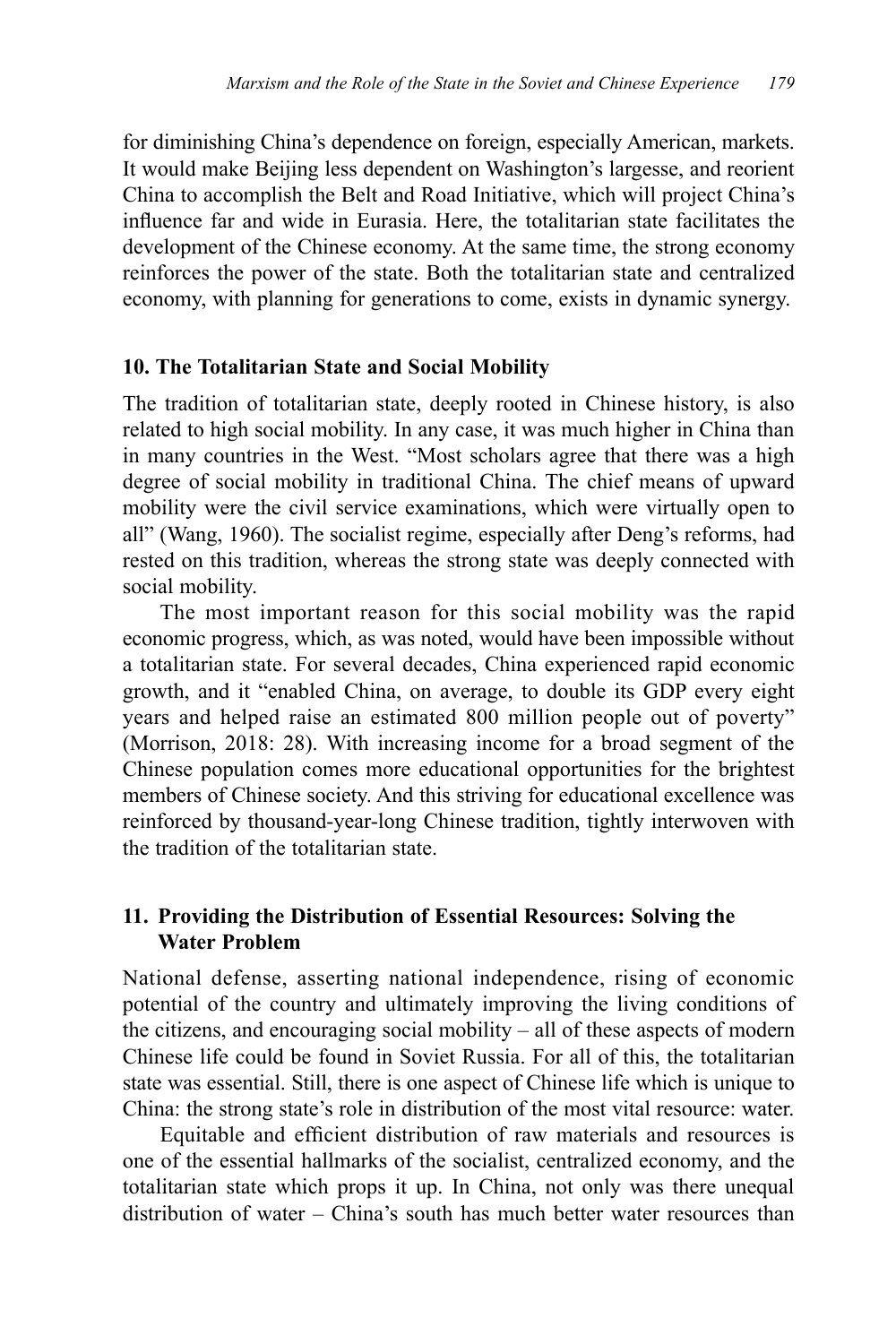for diminishing China's dependence on foreign, especially American, markets. It would make Beijing less dependent on Washington's largesse, and reorient China to accomplish the Belt and Road Initiative, which will project China's influence far and wide in Eurasia. Here, the totalitarian state facilitates the development of the Chinese economy. At the same time, the strong economy reinforces the power of the state. Both the totalitarian state and centralized economy, with planning for generations to come, exists in dynamic synergy.

### 10. The Totalitarian State and Social Mobility

The tradition of totalitarian state, deeply rooted in Chinese history, is also related to high social mobility. In any case, it was much higher in China than in many countries in the West. "Most scholars agree that there was a high degree of social mobility in traditional China. The chief means of upward mobility were the civil service examinations, which were virtually open to all" (Wang, 1960). The socialist regime, especially after Deng's reforms, had rested on this tradition, whereas the strong state was deeply connected with social mobility.

The most important reason for this social mobility was the rapid economic progress, which, as was noted, would have been impossible without a totalitarian state. For several decades, China experienced rapid economic growth, and it "enabled China, on average, to double its GDP every eight years and helped raise an estimated 800 million people out of poverty" (Morrison, 2018: 28). With increasing income for a broad segment of the Chinese population comes more educational opportunities for the brightest members of Chinese society. And this striving for educational excellence was reinforced by thousand-year-long Chinese tradition, tightly interwoven with the tradition of the totalitarian state.

### 11. Providing the Distribution of Essential Resources: Solving the Water Problem

National defense, asserting national independence, rising of economic potential of the country and ultimately improving the living conditions of the citizens, and encouraging social mobility – all of these aspects of modern Chinese life could be found in Soviet Russia. For all of this, the totalitarian state was essential. Still, there is one aspect of Chinese life which is unique to China: the strong state's role in distribution of the most vital resource: water.

Equitable and efficient distribution of raw materials and resources is one of the essential hallmarks of the socialist, centralized economy, and the totalitarian state which props it up. In China, not only was there unequal distribution of water – China's south has much better water resources than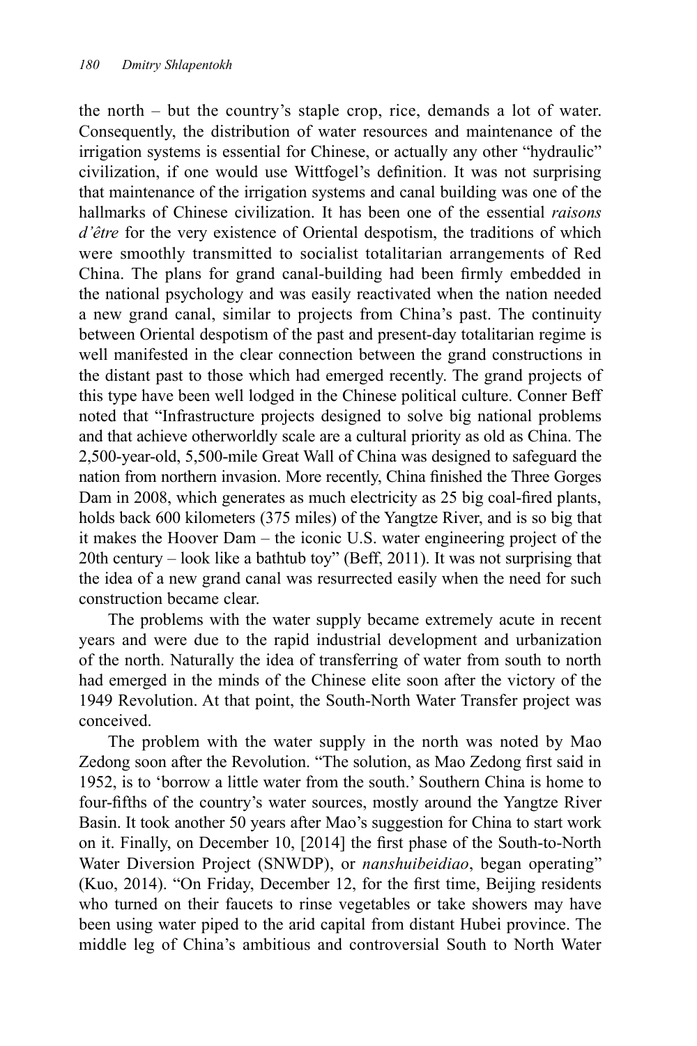the north – but the country's staple crop, rice, demands a lot of water. Consequently, the distribution of water resources and maintenance of the irrigation systems is essential for Chinese, or actually any other "hydraulic" civilization, if one would use Wittfogel's definition. It was not surprising that maintenance of the irrigation systems and canal building was one of the hallmarks of Chinese civilization. It has been one of the essential *raisons d'être* for the very existence of Oriental despotism, the traditions of which were smoothly transmitted to socialist totalitarian arrangements of Red China. The plans for grand canal-building had been firmly embedded in the national psychology and was easily reactivated when the nation needed a new grand canal, similar to projects from China's past. The continuity between Oriental despotism of the past and present-day totalitarian regime is well manifested in the clear connection between the grand constructions in the distant past to those which had emerged recently. The grand projects of this type have been well lodged in the Chinese political culture. Conner Beff noted that "Infrastructure projects designed to solve big national problems and that achieve otherworldly scale are a cultural priority as old as China. The 2,500-year-old, 5,500-mile Great Wall of China was designed to safeguard the nation from northern invasion. More recently, China finished the Three Gorges Dam in 2008, which generates as much electricity as 25 big coal-fired plants, holds back 600 kilometers (375 miles) of the Yangtze River, and is so big that it makes the Hoover Dam – the iconic U.S. water engineering project of the 20th century – look like a bathtub toy" (Beff, 2011). It was not surprising that the idea of a new grand canal was resurrected easily when the need for such construction became clear.

The problems with the water supply became extremely acute in recent years and were due to the rapid industrial development and urbanization of the north. Naturally the idea of transferring of water from south to north had emerged in the minds of the Chinese elite soon after the victory of the 1949 Revolution. At that point, the South-North Water Transfer project was conceived.

The problem with the water supply in the north was noted by Mao Zedong soon after the Revolution. "The solution, as Mao Zedong first said in 1952, is to 'borrow a little water from the south.' Southern China is home to four-fifths of the country's water sources, mostly around the Yangtze River Basin. It took another 50 years after Mao's suggestion for China to start work on it. Finally, on December 10, [2014] the first phase of the South-to-North Water Diversion Project (SNWDP), or *nanshuibeidiao*, began operating" (Kuo, 2014). "On Friday, December 12, for the first time, Beijing residents who turned on their faucets to rinse vegetables or take showers may have been using water piped to the arid capital from distant Hubei province. The middle leg of China's ambitious and controversial South to North Water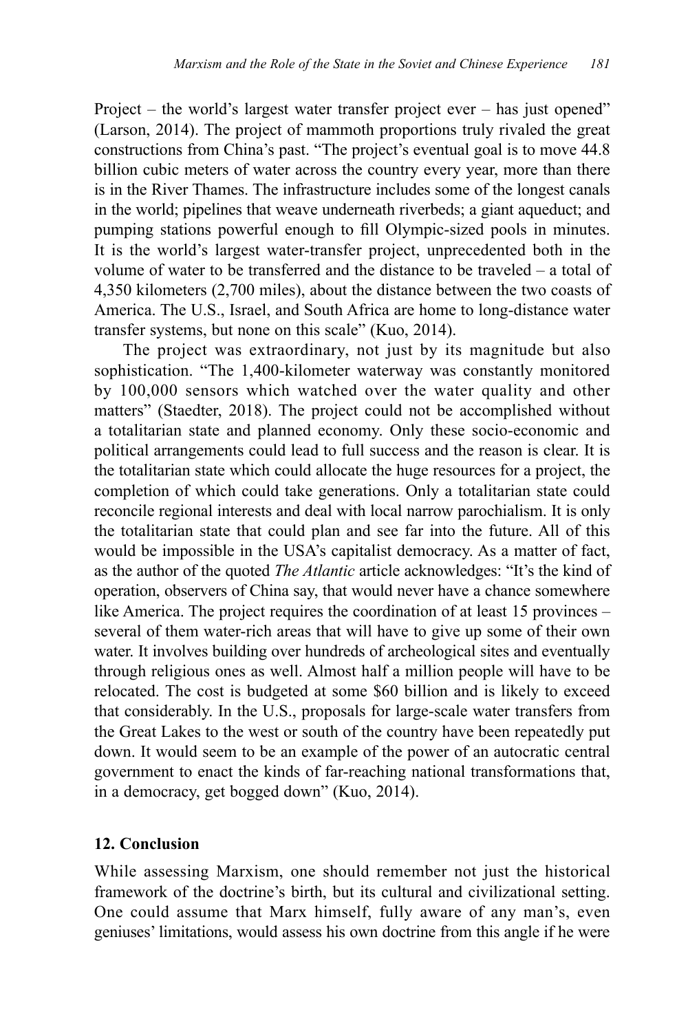Project – the world's largest water transfer project ever – has just opened" (Larson, 2014). The project of mammoth proportions truly rivaled the great constructions from China's past. "The project's eventual goal is to move 44.8 billion cubic meters of water across the country every year, more than there is in the River Thames. The infrastructure includes some of the longest canals in the world; pipelines that weave underneath riverbeds; a giant aqueduct; and pumping stations powerful enough to fill Olympic-sized pools in minutes. It is the world's largest water-transfer project, unprecedented both in the volume of water to be transferred and the distance to be traveled – a total of 4,350 kilometers (2,700 miles), about the distance between the two coasts of America. The U.S., Israel, and South Africa are home to long-distance water transfer systems, but none on this scale" (Kuo, 2014).

The project was extraordinary, not just by its magnitude but also sophistication. "The 1,400-kilometer waterway was constantly monitored by 100,000 sensors which watched over the water quality and other matters" (Staedter, 2018). The project could not be accomplished without a totalitarian state and planned economy. Only these socio-economic and political arrangements could lead to full success and the reason is clear. It is the totalitarian state which could allocate the huge resources for a project, the completion of which could take generations. Only a totalitarian state could reconcile regional interests and deal with local narrow parochialism. It is only the totalitarian state that could plan and see far into the future. All of this would be impossible in the USA's capitalist democracy. As a matter of fact, as the author of the quoted *The Atlantic* article acknowledges: "It's the kind of operation, observers of China say, that would never have a chance somewhere like America. The project requires the coordination of at least 15 provinces – several of them water-rich areas that will have to give up some of their own water. It involves building over hundreds of archeological sites and eventually through religious ones as well. Almost half a million people will have to be relocated. The cost is budgeted at some $60 billion and is likely to exceed that considerably. In the U.S., proposals for large-scale water transfers from the Great Lakes to the west or south of the country have been repeatedly put down. It would seem to be an example of the power of an autocratic central government to enact the kinds of far-reaching national transformations that, in a democracy, get bogged down" (Kuo, 2014).

## 12. Conclusion

While assessing Marxism, one should remember not just the historical framework of the doctrine's birth, but its cultural and civilizational setting. One could assume that Marx himself, fully aware of any man's, even geniuses' limitations, would assess his own doctrine from this angle if he were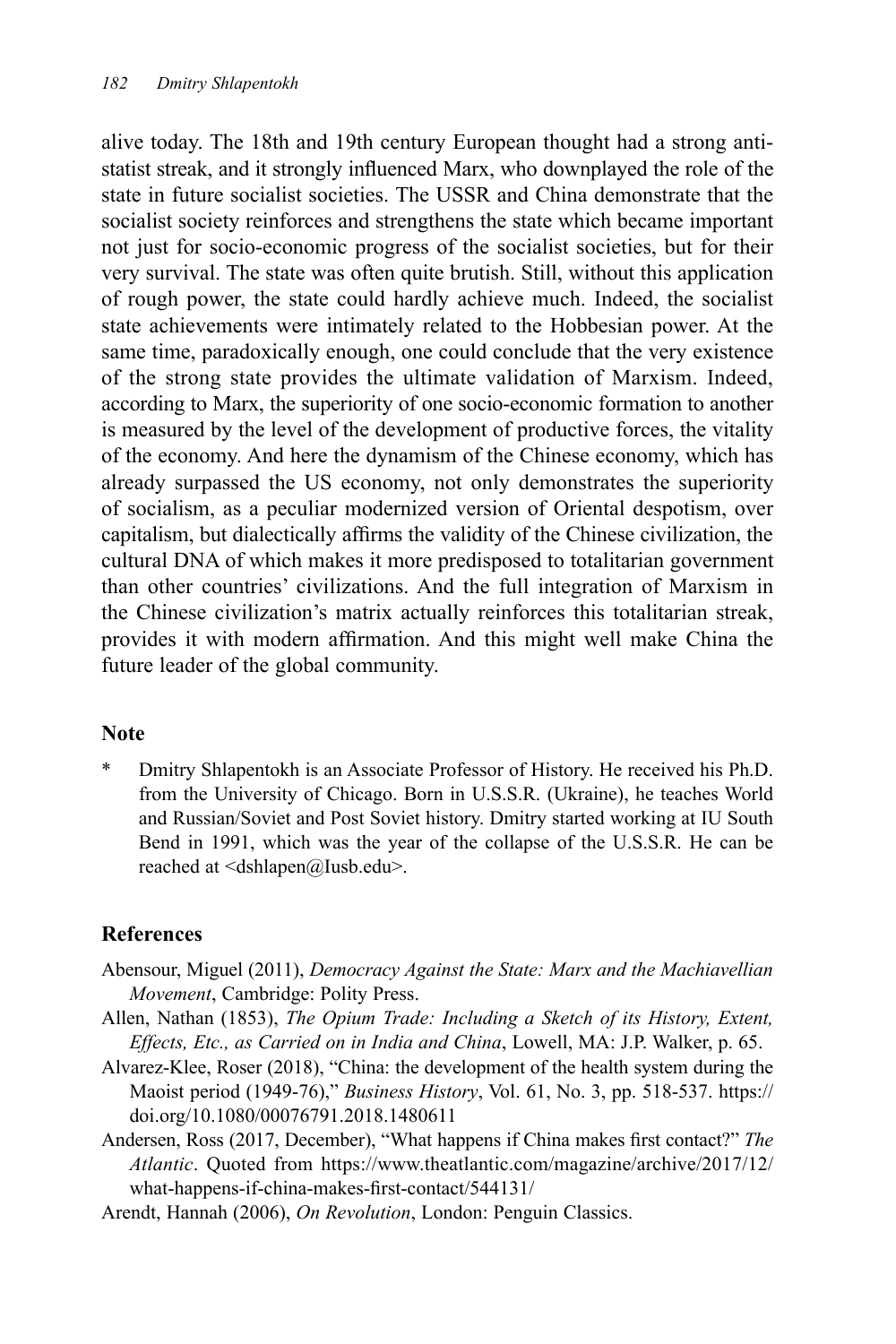alive today. The 18th and 19th century European thought had a strong anti-statist streak, and it strongly influenced Marx, who downplayed the role of the state in future socialist societies. The USSR and China demonstrate that the socialist society reinforces and strengthens the state which became important not just for socio-economic progress of the socialist societies, but for their very survival. The state was often quite brutish. Still, without this application of rough power, the state could hardly achieve much. Indeed, the socialist state achievements were intimately related to the Hobbesian power. At the same time, paradoxically enough, one could conclude that the very existence of the strong state provides the ultimate validation of Marxism. Indeed, according to Marx, the superiority of one socio-economic formation to another is measured by the level of the development of productive forces, the vitality of the economy. And here the dynamism of the Chinese economy, which has already surpassed the US economy, not only demonstrates the superiority of socialism, as a peculiar modernized version of Oriental despotism, over capitalism, but dialectically affirms the validity of the Chinese civilization, the cultural DNA of which makes it more predisposed to totalitarian government than other countries' civilizations. And the full integration of Marxism in the Chinese civilization's matrix actually reinforces this totalitarian streak, provides it with modern affirmation. And this might well make China the future leader of the global community.

## Note

\* Dmitry Shlapentokh is an Associate Professor of History. He received his Ph.D. from the University of Chicago. Born in U.S.S.R. (Ukraine), he teaches World and Russian/Soviet and Post Soviet history. Dmitry started working at IU South Bend in 1991, which was the year of the collapse of the U.S.S.R. He can be reached at <dshlapen@Iusb.edu>.

## References

Abensour, Miguel (2011), *Democracy Against the State: Marx and the Machiavellian Movement*, Cambridge: Polity Press.

Allen, Nathan (1853), *The Opium Trade: Including a Sketch of its History, Extent, Effects, Etc., as Carried on in India and China*, Lowell, MA: J.P. Walker, p. 65.

Alvarez-Klee, Roser (2018), "China: the development of the health system during the Maoist period (1949-76)," *Business History*, Vol. 61, No. 3, pp. 518-537. https://doi.org/10.1080/00076791.2018.1480611

Andersen, Ross (2017, December), "What happens if China makes first contact?" *The Atlantic*. Quoted from https://www.theatlantic.com/magazine/archive/2017/12/what-happens-if-china-makes-first-contact/544131/

Arendt, Hannah (2006), *On Revolution*, London: Penguin Classics.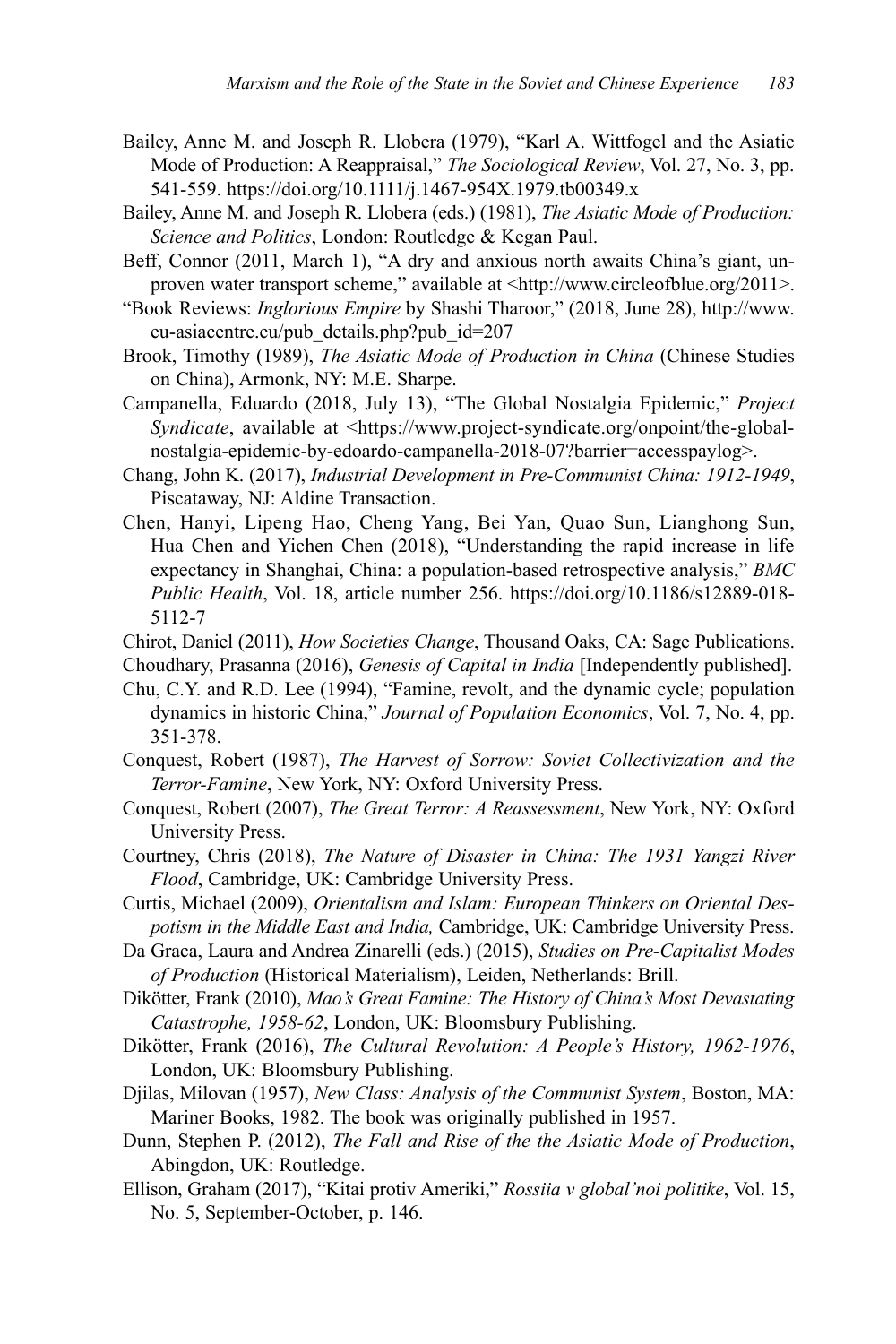Bailey, Anne M. and Joseph R. Llobera (1979), "Karl A. Wittfogel and the Asiatic Mode of Production: A Reappraisal," *The Sociological Review*, Vol. 27, No. 3, pp. 541-559. https://doi.org/10.1111/j.1467-954X.1979.tb00349.x

Bailey, Anne M. and Joseph R. Llobera (eds.) (1981), *The Asiatic Mode of Production: Science and Politics*, London: Routledge & Kegan Paul.

Beff, Connor (2011, March 1), "A dry and anxious north awaits China's giant, unproven water transport scheme," available at <http://www.circleofblue.org/2011>.

"Book Reviews: *Inglorious Empire* by Shashi Tharoor," (2018, June 28), http://www.eu-asiacentre.eu/pub_details.php?pub_id=207

Brook, Timothy (1989), *The Asiatic Mode of Production in China* (Chinese Studies on China), Armonk, NY: M.E. Sharpe.

Campanella, Eduardo (2018, July 13), "The Global Nostalgia Epidemic," *Project Syndicate*, available at <https://www.project-syndicate.org/onpoint/the-global-nostalgia-epidemic-by-edoardo-campanella-2018-07?barrier=accesspaylog>.

Chang, John K. (2017), *Industrial Development in Pre-Communist China: 1912-1949*, Piscataway, NJ: Aldine Transaction.

Chen, Hanyi, Lipeng Hao, Cheng Yang, Bei Yan, Quao Sun, Lianghong Sun, Hua Chen and Yichen Chen (2018), "Understanding the rapid increase in life expectancy in Shanghai, China: a population-based retrospective analysis," *BMC Public Health*, Vol. 18, article number 256. https://doi.org/10.1186/s12889-018-5112-7

Chirot, Daniel (2011), *How Societies Change*, Thousand Oaks, CA: Sage Publications.

Choudhary, Prasanna (2016), *Genesis of Capital in India* [Independently published].

Chu, C.Y. and R.D. Lee (1994), "Famine, revolt, and the dynamic cycle; population dynamics in historic China," *Journal of Population Economics*, Vol. 7, No. 4, pp. 351-378.

Conquest, Robert (1987), *The Harvest of Sorrow: Soviet Collectivization and the Terror-Famine*, New York, NY: Oxford University Press.

Conquest, Robert (2007), *The Great Terror: A Reassessment*, New York, NY: Oxford University Press.

Courtney, Chris (2018), *The Nature of Disaster in China: The 1931 Yangzi River Flood*, Cambridge, UK: Cambridge University Press.

Curtis, Michael (2009), *Orientalism and Islam: European Thinkers on Oriental Despotism in the Middle East and India,* Cambridge, UK: Cambridge University Press.

Da Graca, Laura and Andrea Zinarelli (eds.) (2015), *Studies on Pre-Capitalist Modes of Production* (Historical Materialism), Leiden, Netherlands: Brill.

Dikötter, Frank (2010), *Mao's Great Famine: The History of China's Most Devastating Catastrophe, 1958-62*, London, UK: Bloomsbury Publishing.

Dikötter, Frank (2016), *The Cultural Revolution: A People's History, 1962-1976*, London, UK: Bloomsbury Publishing.

Djilas, Milovan (1957), *New Class: Analysis of the Communist System*, Boston, MA: Mariner Books, 1982. The book was originally published in 1957.

Dunn, Stephen P. (2012), *The Fall and Rise of the the Asiatic Mode of Production*, Abingdon, UK: Routledge.

Ellison, Graham (2017), "Kitai protiv Ameriki," *Rossiia v global'noi politike*, Vol. 15, No. 5, September-October, p. 146.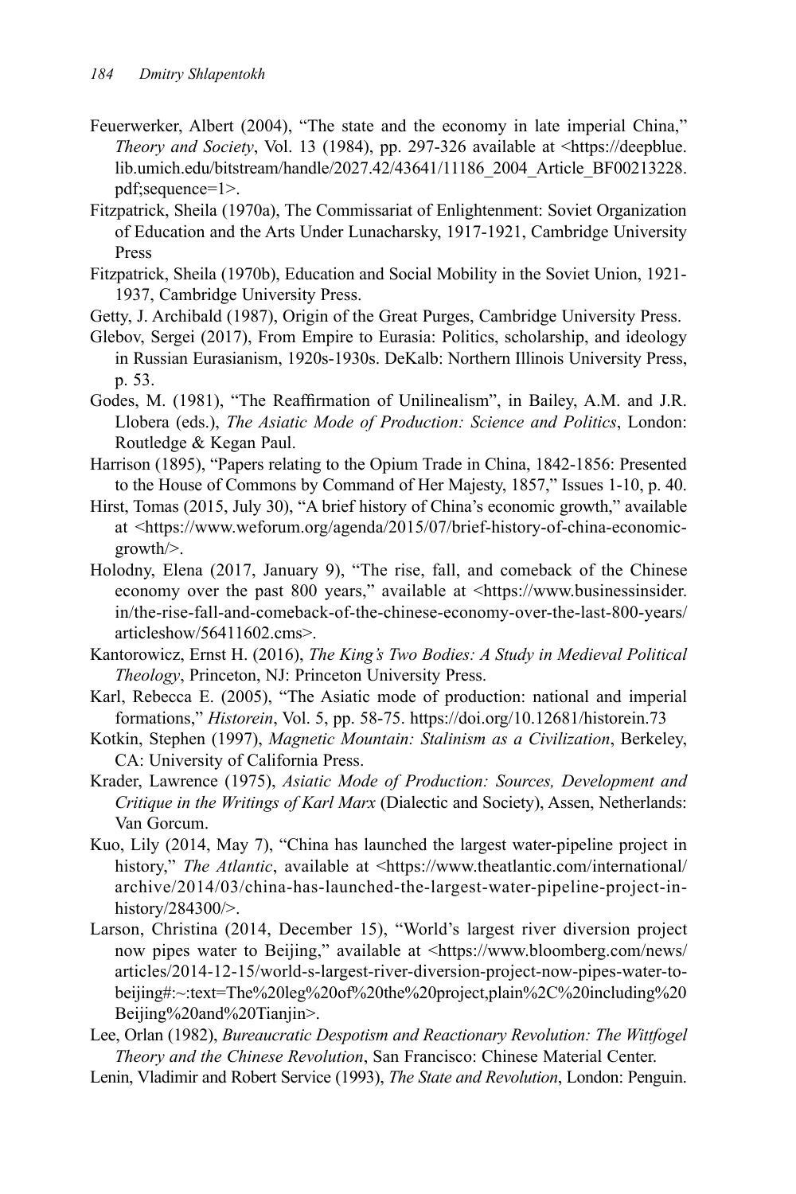Feuerwerker, Albert (2004), "The state and the economy in late imperial China," *Theory and Society*, Vol. 13 (1984), pp. 297-326 available at <https://deepblue.lib.umich.edu/bitstream/handle/2027.42/43641/11186_2004_Article_BF00213228.pdf;sequence=1>.

Fitzpatrick, Sheila (1970a), The Commissariat of Enlightenment: Soviet Organization of Education and the Arts Under Lunacharsky, 1917-1921, Cambridge University Press

Fitzpatrick, Sheila (1970b), Education and Social Mobility in the Soviet Union, 1921-1937, Cambridge University Press.

Getty, J. Archibald (1987), Origin of the Great Purges, Cambridge University Press.

Glebov, Sergei (2017), From Empire to Eurasia: Politics, scholarship, and ideology in Russian Eurasianism, 1920s-1930s. DeKalb: Northern Illinois University Press, p. 53.

Godes, M. (1981), "The Reaffirmation of Unilinealism", in Bailey, A.M. and J.R. Llobera (eds.), *The Asiatic Mode of Production: Science and Politics*, London: Routledge & Kegan Paul.

Harrison (1895), "Papers relating to the Opium Trade in China, 1842-1856: Presented to the House of Commons by Command of Her Majesty, 1857," Issues 1-10, p. 40.

Hirst, Tomas (2015, July 30), "A brief history of China's economic growth," available at <https://www.weforum.org/agenda/2015/07/brief-history-of-china-economic-growth/>.

Holodny, Elena (2017, January 9), "The rise, fall, and comeback of the Chinese economy over the past 800 years," available at <https://www.businessinsider.in/the-rise-fall-and-comeback-of-the-chinese-economy-over-the-last-800-years/articleshow/56411602.cms>.

Kantorowicz, Ernst H. (2016), *The King's Two Bodies: A Study in Medieval Political Theology*, Princeton, NJ: Princeton University Press.

Karl, Rebecca E. (2005), "The Asiatic mode of production: national and imperial formations," *Historein*, Vol. 5, pp. 58-75. https://doi.org/10.12681/historein.73

Kotkin, Stephen (1997), *Magnetic Mountain: Stalinism as a Civilization*, Berkeley, CA: University of California Press.

Krader, Lawrence (1975), *Asiatic Mode of Production: Sources, Development and Critique in the Writings of Karl Marx* (Dialectic and Society), Assen, Netherlands: Van Gorcum.

Kuo, Lily (2014, May 7), "China has launched the largest water-pipeline project in history," *The Atlantic*, available at <https://www.theatlantic.com/international/archive/2014/03/china-has-launched-the-largest-water-pipeline-project-in-history/284300/>.

Larson, Christina (2014, December 15), "World's largest river diversion project now pipes water to Beijing," available at <https://www.bloomberg.com/news/articles/2014-12-15/world-s-largest-river-diversion-project-now-pipes-water-to-beijing#:~:text=The%20leg%20of%20the%20project,plain%2C%20including%20Beijing%20and%20Tianjin>.

Lee, Orlan (1982), *Bureaucratic Despotism and Reactionary Revolution: The Wittfogel Theory and the Chinese Revolution*, San Francisco: Chinese Material Center.

Lenin, Vladimir and Robert Service (1993), *The State and Revolution*, London: Penguin.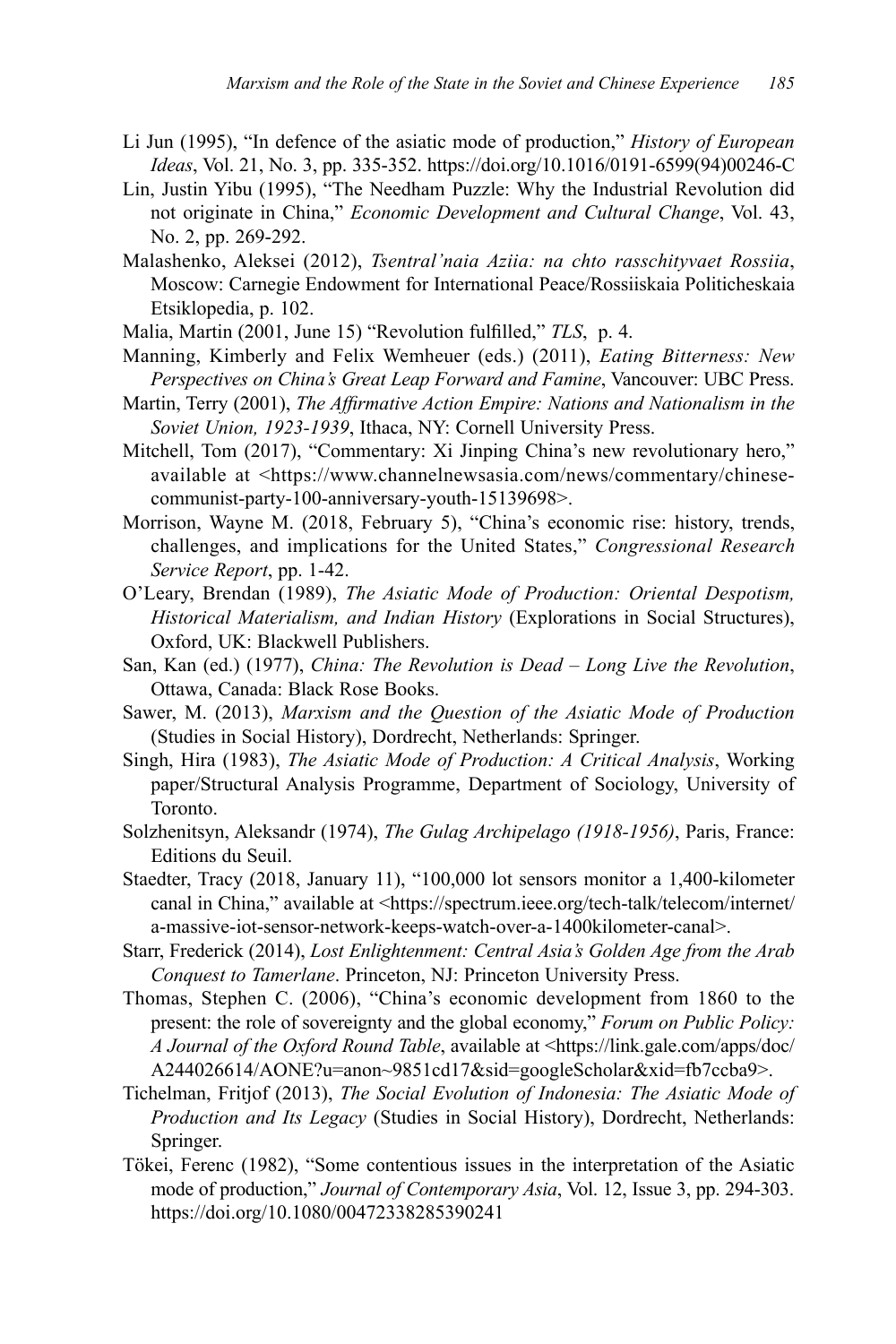Li Jun (1995), "In defence of the asiatic mode of production," *History of European Ideas*, Vol. 21, No. 3, pp. 335-352. https://doi.org/10.1016/0191-6599(94)00246-C

Lin, Justin Yibu (1995), "The Needham Puzzle: Why the Industrial Revolution did not originate in China," *Economic Development and Cultural Change*, Vol. 43, No. 2, pp. 269-292.

Malashenko, Aleksei (2012), *Tsentral'naia Aziia: na chto rasschityvaet Rossiia*, Moscow: Carnegie Endowment for International Peace/Rossiiskaia Politicheskaia Etsiklopedia, p. 102.

Malia, Martin (2001, June 15) "Revolution fulfilled," *TLS*, p. 4.

Manning, Kimberly and Felix Wemheuer (eds.) (2011), *Eating Bitterness: New Perspectives on China's Great Leap Forward and Famine*, Vancouver: UBC Press.

Martin, Terry (2001), *The Affirmative Action Empire: Nations and Nationalism in the Soviet Union, 1923-1939*, Ithaca, NY: Cornell University Press.

Mitchell, Tom (2017), "Commentary: Xi Jinping China's new revolutionary hero," available at <https://www.channelnewsasia.com/news/commentary/chinese-communist-party-100-anniversary-youth-15139698>.

Morrison, Wayne M. (2018, February 5), "China's economic rise: history, trends, challenges, and implications for the United States," *Congressional Research Service Report*, pp. 1-42.

O'Leary, Brendan (1989), *The Asiatic Mode of Production: Oriental Despotism, Historical Materialism, and Indian History* (Explorations in Social Structures), Oxford, UK: Blackwell Publishers.

San, Kan (ed.) (1977), *China: The Revolution is Dead – Long Live the Revolution*, Ottawa, Canada: Black Rose Books.

Sawer, M. (2013), *Marxism and the Question of the Asiatic Mode of Production* (Studies in Social History), Dordrecht, Netherlands: Springer.

Singh, Hira (1983), *The Asiatic Mode of Production: A Critical Analysis*, Working paper/Structural Analysis Programme, Department of Sociology, University of Toronto.

Solzhenitsyn, Aleksandr (1974), *The Gulag Archipelago (1918-1956)*, Paris, France: Editions du Seuil.

Staedter, Tracy (2018, January 11), "100,000 lot sensors monitor a 1,400-kilometer canal in China," available at <https://spectrum.ieee.org/tech-talk/telecom/internet/a-massive-iot-sensor-network-keeps-watch-over-a-1400kilometer-canal>.

Starr, Frederick (2014), *Lost Enlightenment: Central Asia's Golden Age from the Arab Conquest to Tamerlane*. Princeton, NJ: Princeton University Press.

Thomas, Stephen C. (2006), "China's economic development from 1860 to the present: the role of sovereignty and the global economy," *Forum on Public Policy: A Journal of the Oxford Round Table*, available at <https://link.gale.com/apps/doc/A244026614/AONE?u=anon~9851cd17&sid=googleScholar&xid=fb7ccba9>.

Tichelman, Fritjof (2013), *The Social Evolution of Indonesia: The Asiatic Mode of Production and Its Legacy* (Studies in Social History), Dordrecht, Netherlands: Springer.

Tökei, Ferenc (1982), "Some contentious issues in the interpretation of the Asiatic mode of production," *Journal of Contemporary Asia*, Vol. 12, Issue 3, pp. 294-303. https://doi.org/10.1080/00472338285390241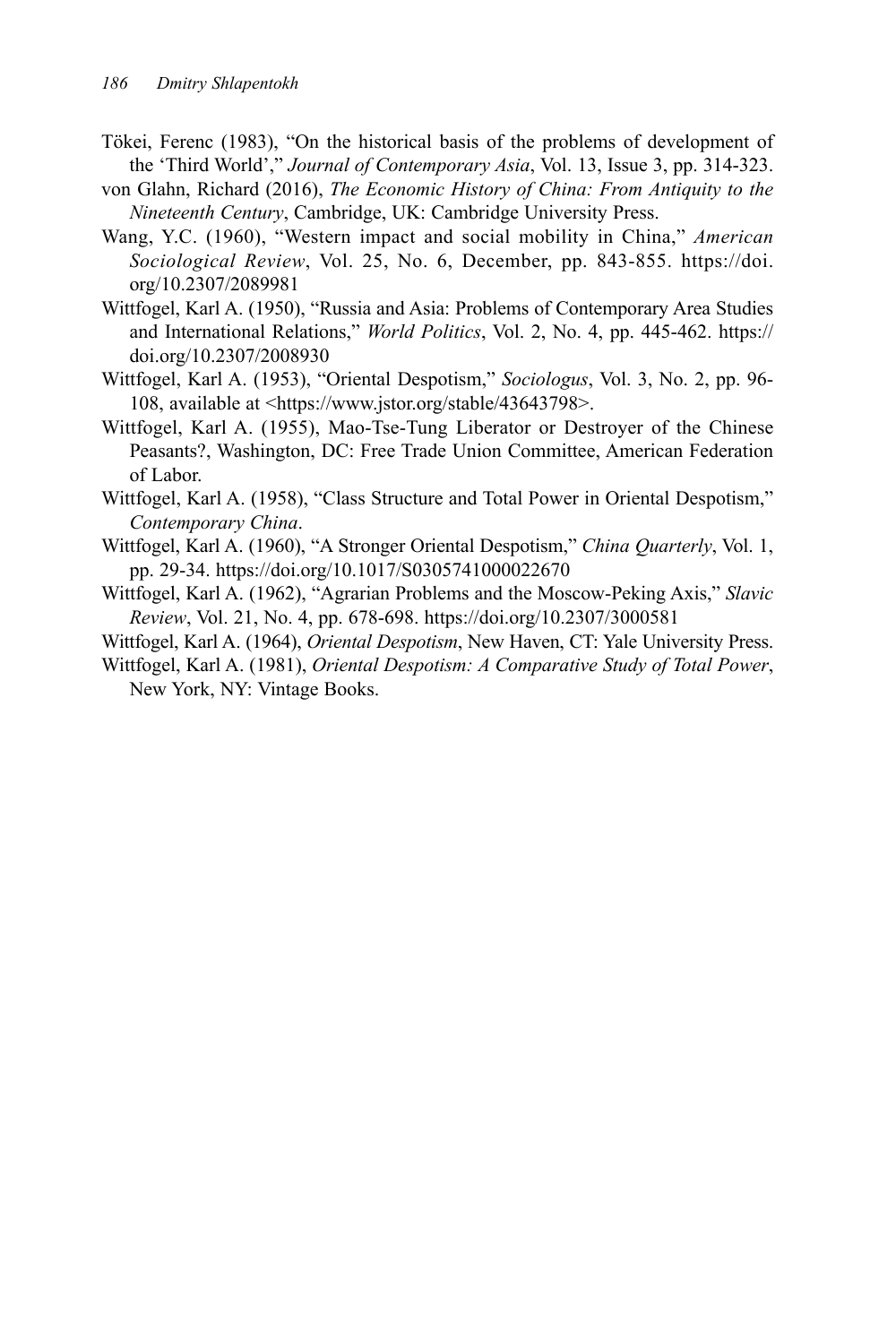Tökei, Ferenc (1983), "On the historical basis of the problems of development of the 'Third World'," *Journal of Contemporary Asia*, Vol. 13, Issue 3, pp. 314-323.

von Glahn, Richard (2016), *The Economic History of China: From Antiquity to the Nineteenth Century*, Cambridge, UK: Cambridge University Press.

Wang, Y.C. (1960), "Western impact and social mobility in China," *American Sociological Review*, Vol. 25, No. 6, December, pp. 843-855. https://doi.org/10.2307/2089981

Wittfogel, Karl A. (1950), "Russia and Asia: Problems of Contemporary Area Studies and International Relations," *World Politics*, Vol. 2, No. 4, pp. 445-462. https://doi.org/10.2307/2008930

Wittfogel, Karl A. (1953), "Oriental Despotism," *Sociologus*, Vol. 3, No. 2, pp. 96-108, available at <https://www.jstor.org/stable/43643798>.

Wittfogel, Karl A. (1955), Mao-Tse-Tung Liberator or Destroyer of the Chinese Peasants?, Washington, DC: Free Trade Union Committee, American Federation of Labor.

Wittfogel, Karl A. (1958), "Class Structure and Total Power in Oriental Despotism," *Contemporary China*.

Wittfogel, Karl A. (1960), "A Stronger Oriental Despotism," *China Quarterly*, Vol. 1, pp. 29-34. https://doi.org/10.1017/S0305741000022670

Wittfogel, Karl A. (1962), "Agrarian Problems and the Moscow-Peking Axis," *Slavic Review*, Vol. 21, No. 4, pp. 678-698. https://doi.org/10.2307/3000581

Wittfogel, Karl A. (1964), *Oriental Despotism*, New Haven, CT: Yale University Press.

Wittfogel, Karl A. (1981), *Oriental Despotism: A Comparative Study of Total Power*, New York, NY: Vintage Books.